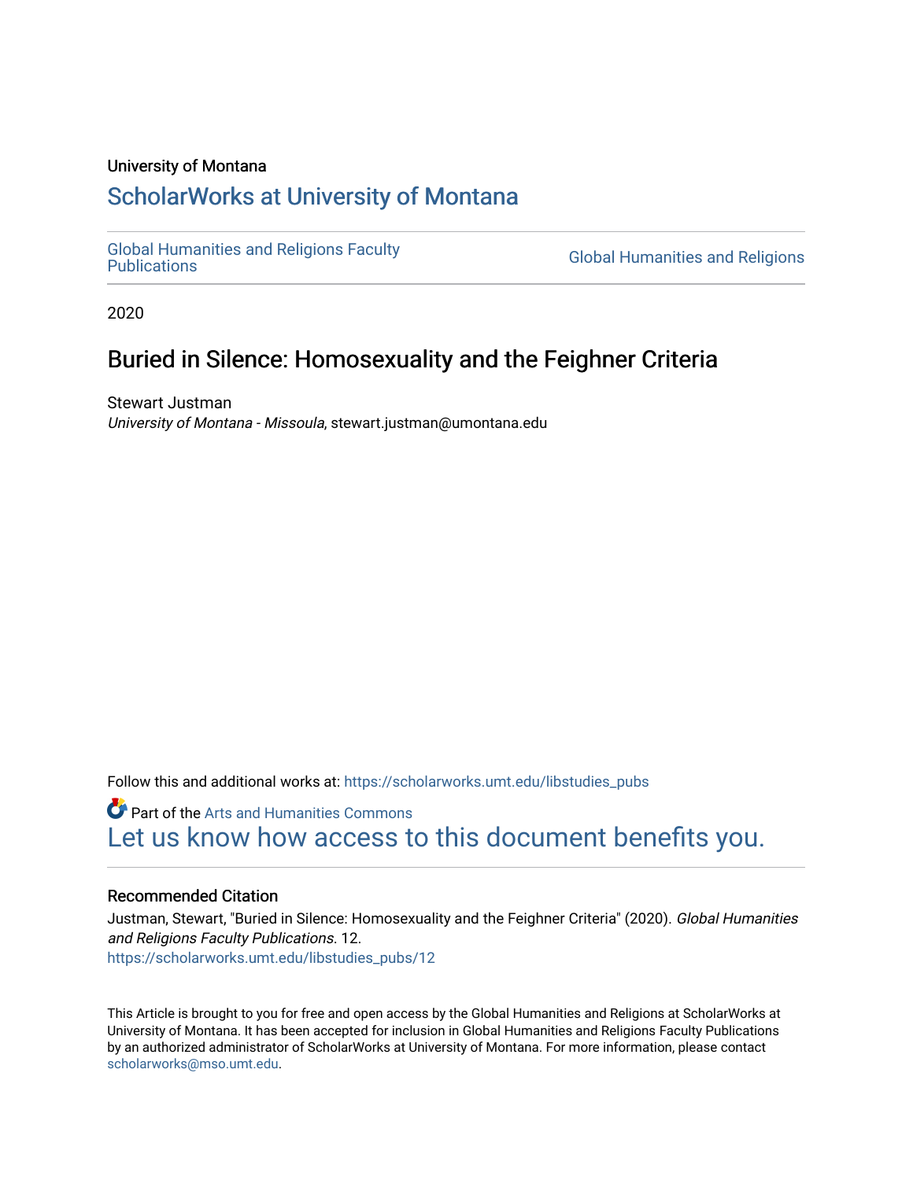University of Montana

# ScholarWorks at University of Montana

Global Humanities and Religions Faculty Publications | Global Humanities and Religions

2020

## Buried in Silence: Homosexuality and the Feighner Criteria

Stewart Justman
*University of Montana - Missoula*, stewart.justman@umontana.edu

Follow this and additional works at: https://scholarworks.umt.edu/libstudies_pubs

Part of the Arts and Humanities Commons

Let us know how access to this document benefits you.

### Recommended Citation

Justman, Stewart, "Buried in Silence: Homosexuality and the Feighner Criteria" (2020). *Global Humanities and Religions Faculty Publications*. 12.
https://scholarworks.umt.edu/libstudies_pubs/12

This Article is brought to you for free and open access by the Global Humanities and Religions at ScholarWorks at University of Montana. It has been accepted for inclusion in Global Humanities and Religions Faculty Publications by an authorized administrator of ScholarWorks at University of Montana. For more information, please contact scholarworks@mso.umt.edu.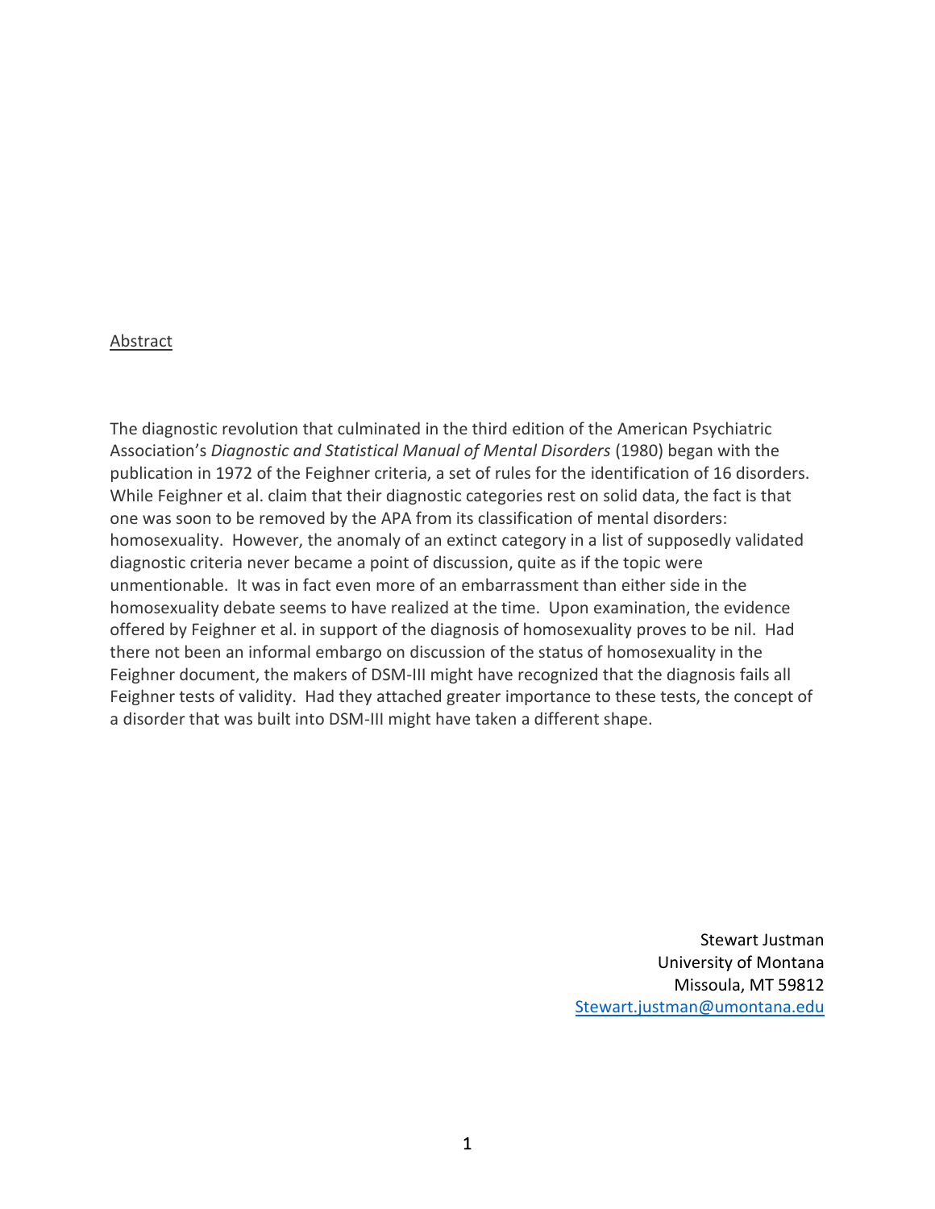Abstract

The diagnostic revolution that culminated in the third edition of the American Psychiatric Association's *Diagnostic and Statistical Manual of Mental Disorders* (1980) began with the publication in 1972 of the Feighner criteria, a set of rules for the identification of 16 disorders. While Feighner et al. claim that their diagnostic categories rest on solid data, the fact is that one was soon to be removed by the APA from its classification of mental disorders: homosexuality. However, the anomaly of an extinct category in a list of supposedly validated diagnostic criteria never became a point of discussion, quite as if the topic were unmentionable. It was in fact even more of an embarrassment than either side in the homosexuality debate seems to have realized at the time. Upon examination, the evidence offered by Feighner et al. in support of the diagnosis of homosexuality proves to be nil. Had there not been an informal embargo on discussion of the status of homosexuality in the Feighner document, the makers of DSM-III might have recognized that the diagnosis fails all Feighner tests of validity. Had they attached greater importance to these tests, the concept of a disorder that was built into DSM-III might have taken a different shape.

Stewart Justman
University of Montana
Missoula, MT 59812
Stewart.justman@umontana.edu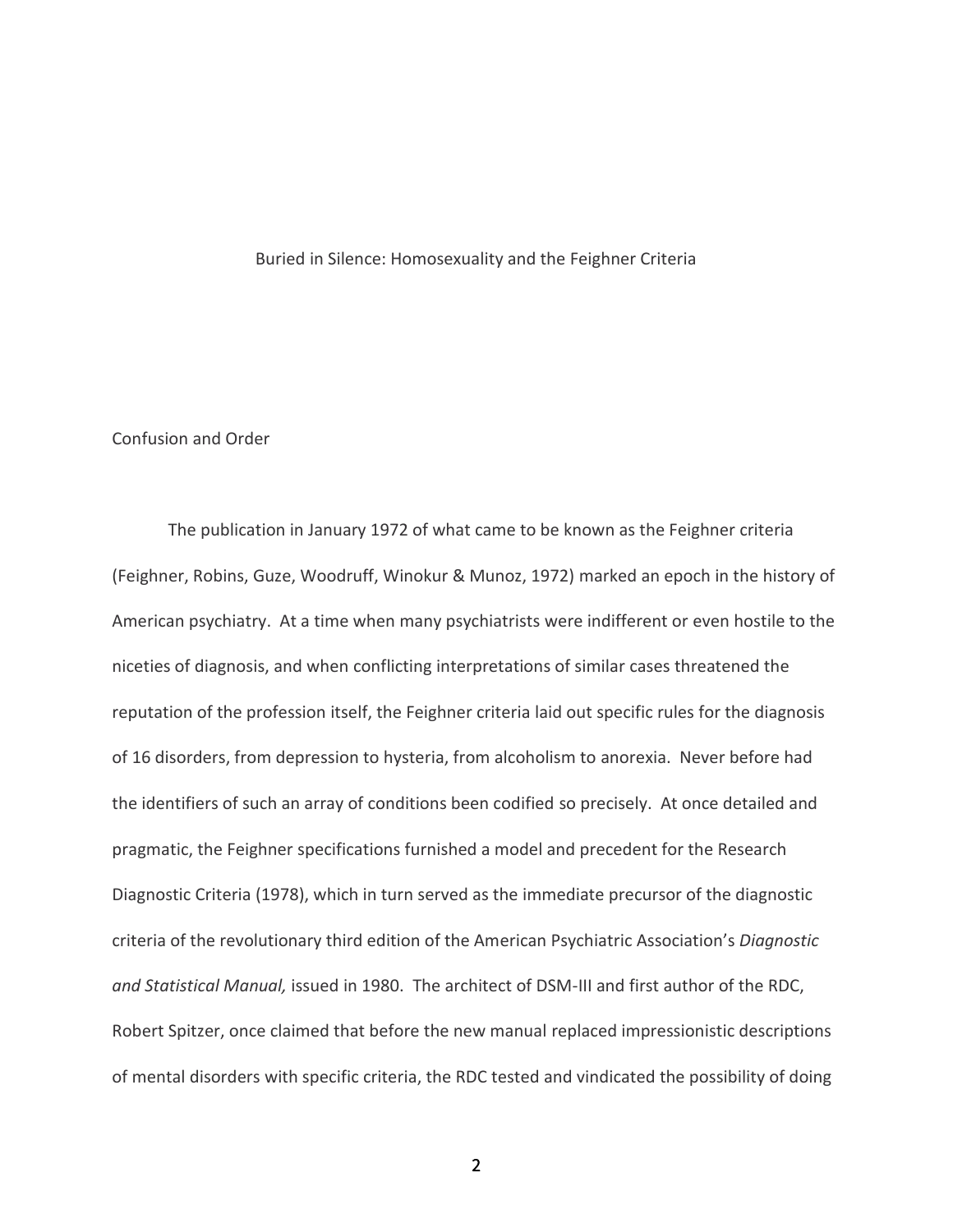# Buried in Silence: Homosexuality and the Feighner Criteria

## Confusion and Order

The publication in January 1972 of what came to be known as the Feighner criteria (Feighner, Robins, Guze, Woodruff, Winokur & Munoz, 1972) marked an epoch in the history of American psychiatry. At a time when many psychiatrists were indifferent or even hostile to the niceties of diagnosis, and when conflicting interpretations of similar cases threatened the reputation of the profession itself, the Feighner criteria laid out specific rules for the diagnosis of 16 disorders, from depression to hysteria, from alcoholism to anorexia. Never before had the identifiers of such an array of conditions been codified so precisely. At once detailed and pragmatic, the Feighner specifications furnished a model and precedent for the Research Diagnostic Criteria (1978), which in turn served as the immediate precursor of the diagnostic criteria of the revolutionary third edition of the American Psychiatric Association's *Diagnostic and Statistical Manual,* issued in 1980. The architect of DSM-III and first author of the RDC, Robert Spitzer, once claimed that before the new manual replaced impressionistic descriptions of mental disorders with specific criteria, the RDC tested and vindicated the possibility of doing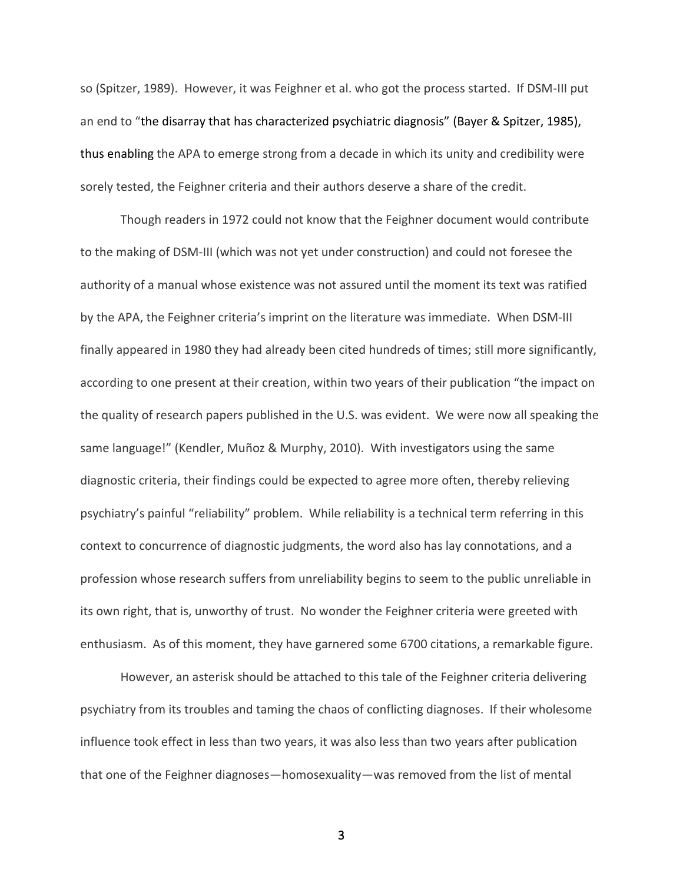so (Spitzer, 1989). However, it was Feighner et al. who got the process started. If DSM-III put an end to "the disarray that has characterized psychiatric diagnosis" (Bayer & Spitzer, 1985), thus enabling the APA to emerge strong from a decade in which its unity and credibility were sorely tested, the Feighner criteria and their authors deserve a share of the credit.

Though readers in 1972 could not know that the Feighner document would contribute to the making of DSM-III (which was not yet under construction) and could not foresee the authority of a manual whose existence was not assured until the moment its text was ratified by the APA, the Feighner criteria's imprint on the literature was immediate. When DSM-III finally appeared in 1980 they had already been cited hundreds of times; still more significantly, according to one present at their creation, within two years of their publication "the impact on the quality of research papers published in the U.S. was evident. We were now all speaking the same language!" (Kendler, Muñoz & Murphy, 2010). With investigators using the same diagnostic criteria, their findings could be expected to agree more often, thereby relieving psychiatry's painful "reliability" problem. While reliability is a technical term referring in this context to concurrence of diagnostic judgments, the word also has lay connotations, and a profession whose research suffers from unreliability begins to seem to the public unreliable in its own right, that is, unworthy of trust. No wonder the Feighner criteria were greeted with enthusiasm. As of this moment, they have garnered some 6700 citations, a remarkable figure.

However, an asterisk should be attached to this tale of the Feighner criteria delivering psychiatry from its troubles and taming the chaos of conflicting diagnoses. If their wholesome influence took effect in less than two years, it was also less than two years after publication that one of the Feighner diagnoses—homosexuality—was removed from the list of mental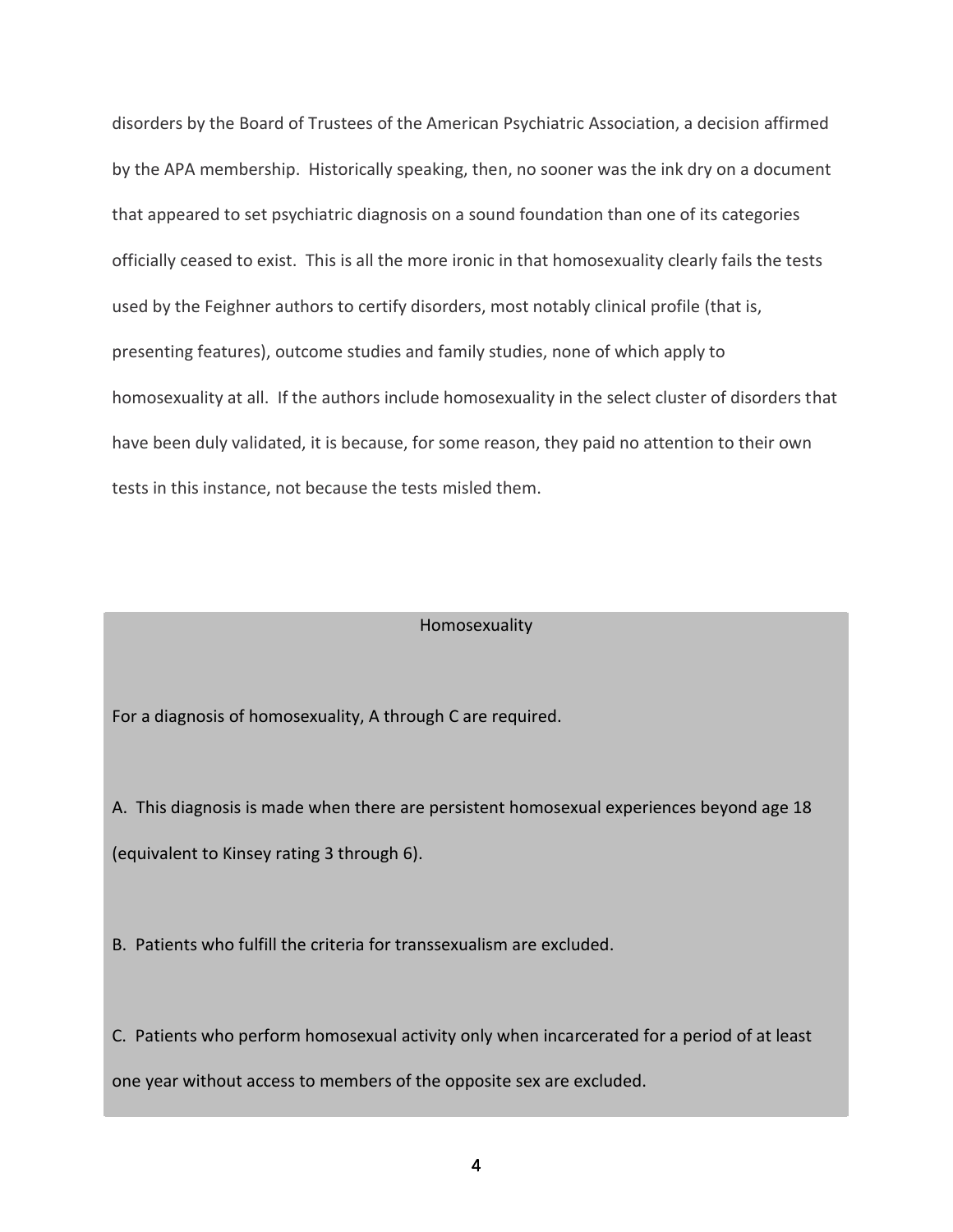disorders by the Board of Trustees of the American Psychiatric Association, a decision affirmed by the APA membership. Historically speaking, then, no sooner was the ink dry on a document that appeared to set psychiatric diagnosis on a sound foundation than one of its categories officially ceased to exist. This is all the more ironic in that homosexuality clearly fails the tests used by the Feighner authors to certify disorders, most notably clinical profile (that is, presenting features), outcome studies and family studies, none of which apply to homosexuality at all. If the authors include homosexuality in the select cluster of disorders that have been duly validated, it is because, for some reason, they paid no attention to their own tests in this instance, not because the tests misled them.

Homosexuality

For a diagnosis of homosexuality, A through C are required.

A. This diagnosis is made when there are persistent homosexual experiences beyond age 18 (equivalent to Kinsey rating 3 through 6).

B. Patients who fulfill the criteria for transsexualism are excluded.

C. Patients who perform homosexual activity only when incarcerated for a period of at least one year without access to members of the opposite sex are excluded.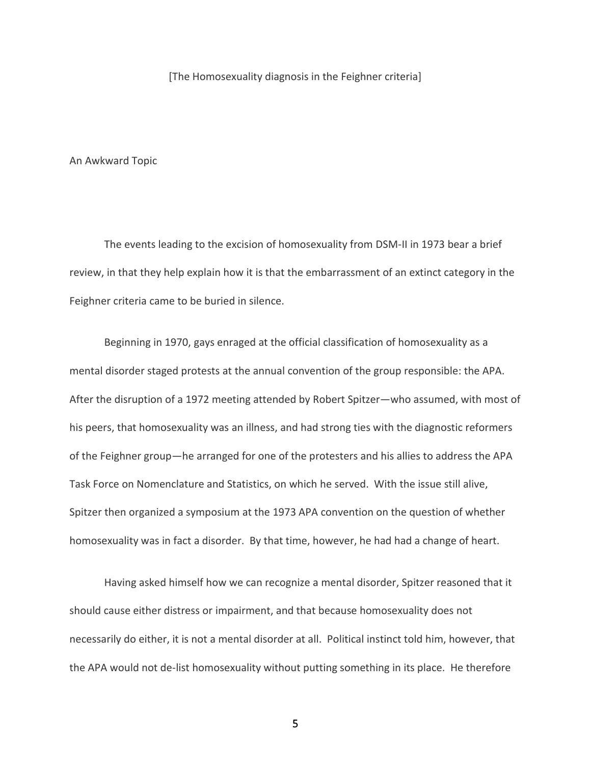[The Homosexuality diagnosis in the Feighner criteria]

## An Awkward Topic

The events leading to the excision of homosexuality from DSM-II in 1973 bear a brief review, in that they help explain how it is that the embarrassment of an extinct category in the Feighner criteria came to be buried in silence.

Beginning in 1970, gays enraged at the official classification of homosexuality as a mental disorder staged protests at the annual convention of the group responsible: the APA. After the disruption of a 1972 meeting attended by Robert Spitzer—who assumed, with most of his peers, that homosexuality was an illness, and had strong ties with the diagnostic reformers of the Feighner group—he arranged for one of the protesters and his allies to address the APA Task Force on Nomenclature and Statistics, on which he served. With the issue still alive, Spitzer then organized a symposium at the 1973 APA convention on the question of whether homosexuality was in fact a disorder. By that time, however, he had had a change of heart.

Having asked himself how we can recognize a mental disorder, Spitzer reasoned that it should cause either distress or impairment, and that because homosexuality does not necessarily do either, it is not a mental disorder at all. Political instinct told him, however, that the APA would not de-list homosexuality without putting something in its place. He therefore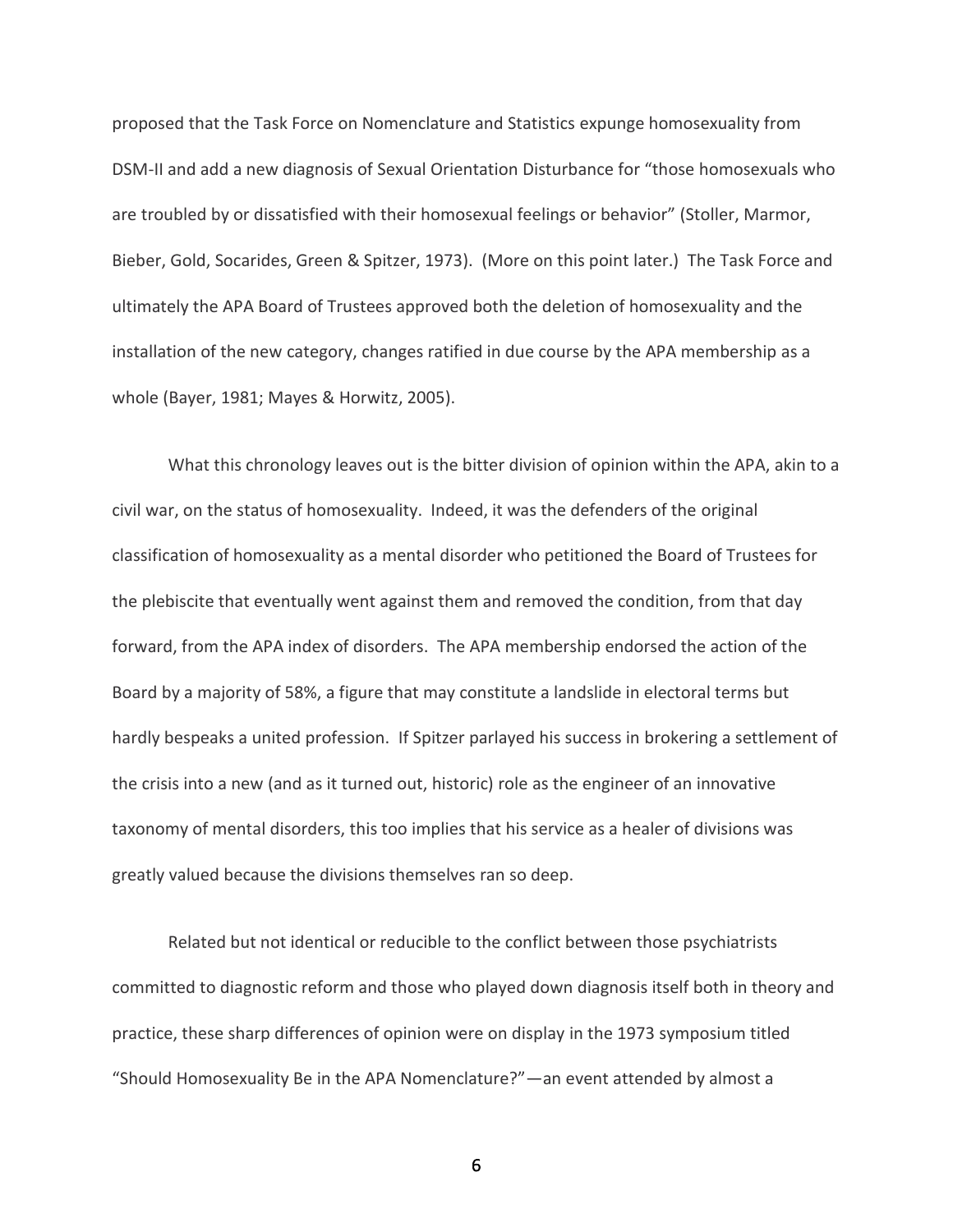proposed that the Task Force on Nomenclature and Statistics expunge homosexuality from DSM-II and add a new diagnosis of Sexual Orientation Disturbance for "those homosexuals who are troubled by or dissatisfied with their homosexual feelings or behavior" (Stoller, Marmor, Bieber, Gold, Socarides, Green & Spitzer, 1973). (More on this point later.) The Task Force and ultimately the APA Board of Trustees approved both the deletion of homosexuality and the installation of the new category, changes ratified in due course by the APA membership as a whole (Bayer, 1981; Mayes & Horwitz, 2005).

What this chronology leaves out is the bitter division of opinion within the APA, akin to a civil war, on the status of homosexuality. Indeed, it was the defenders of the original classification of homosexuality as a mental disorder who petitioned the Board of Trustees for the plebiscite that eventually went against them and removed the condition, from that day forward, from the APA index of disorders. The APA membership endorsed the action of the Board by a majority of 58%, a figure that may constitute a landslide in electoral terms but hardly bespeaks a united profession. If Spitzer parlayed his success in brokering a settlement of the crisis into a new (and as it turned out, historic) role as the engineer of an innovative taxonomy of mental disorders, this too implies that his service as a healer of divisions was greatly valued because the divisions themselves ran so deep.

Related but not identical or reducible to the conflict between those psychiatrists committed to diagnostic reform and those who played down diagnosis itself both in theory and practice, these sharp differences of opinion were on display in the 1973 symposium titled "Should Homosexuality Be in the APA Nomenclature?"—an event attended by almost a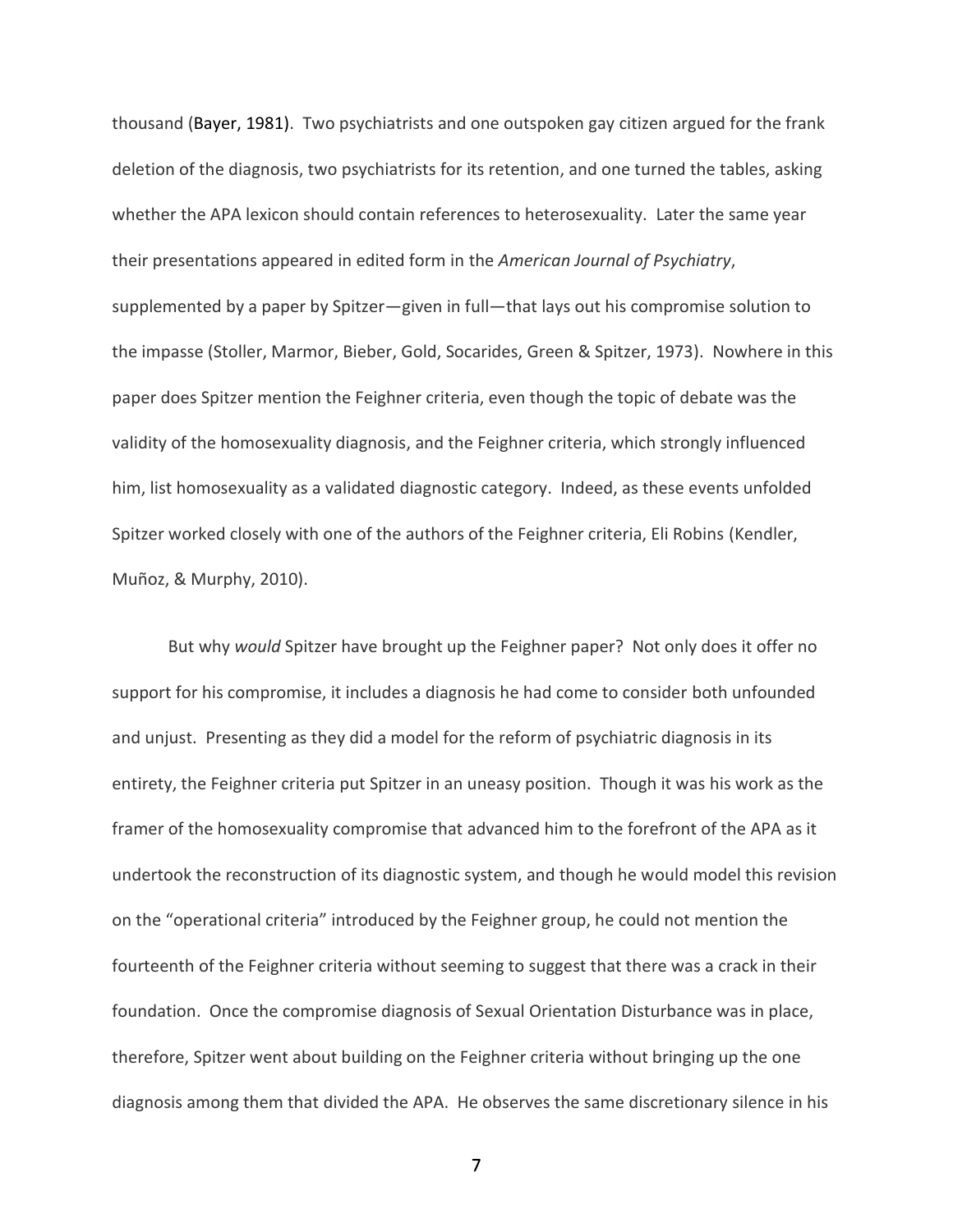thousand (Bayer, 1981). Two psychiatrists and one outspoken gay citizen argued for the frank deletion of the diagnosis, two psychiatrists for its retention, and one turned the tables, asking whether the APA lexicon should contain references to heterosexuality. Later the same year their presentations appeared in edited form in the *American Journal of Psychiatry*, supplemented by a paper by Spitzer—given in full—that lays out his compromise solution to the impasse (Stoller, Marmor, Bieber, Gold, Socarides, Green & Spitzer, 1973). Nowhere in this paper does Spitzer mention the Feighner criteria, even though the topic of debate was the validity of the homosexuality diagnosis, and the Feighner criteria, which strongly influenced him, list homosexuality as a validated diagnostic category. Indeed, as these events unfolded Spitzer worked closely with one of the authors of the Feighner criteria, Eli Robins (Kendler, Muñoz, & Murphy, 2010).

But why *would* Spitzer have brought up the Feighner paper? Not only does it offer no support for his compromise, it includes a diagnosis he had come to consider both unfounded and unjust. Presenting as they did a model for the reform of psychiatric diagnosis in its entirety, the Feighner criteria put Spitzer in an uneasy position. Though it was his work as the framer of the homosexuality compromise that advanced him to the forefront of the APA as it undertook the reconstruction of its diagnostic system, and though he would model this revision on the "operational criteria" introduced by the Feighner group, he could not mention the fourteenth of the Feighner criteria without seeming to suggest that there was a crack in their foundation. Once the compromise diagnosis of Sexual Orientation Disturbance was in place, therefore, Spitzer went about building on the Feighner criteria without bringing up the one diagnosis among them that divided the APA. He observes the same discretionary silence in his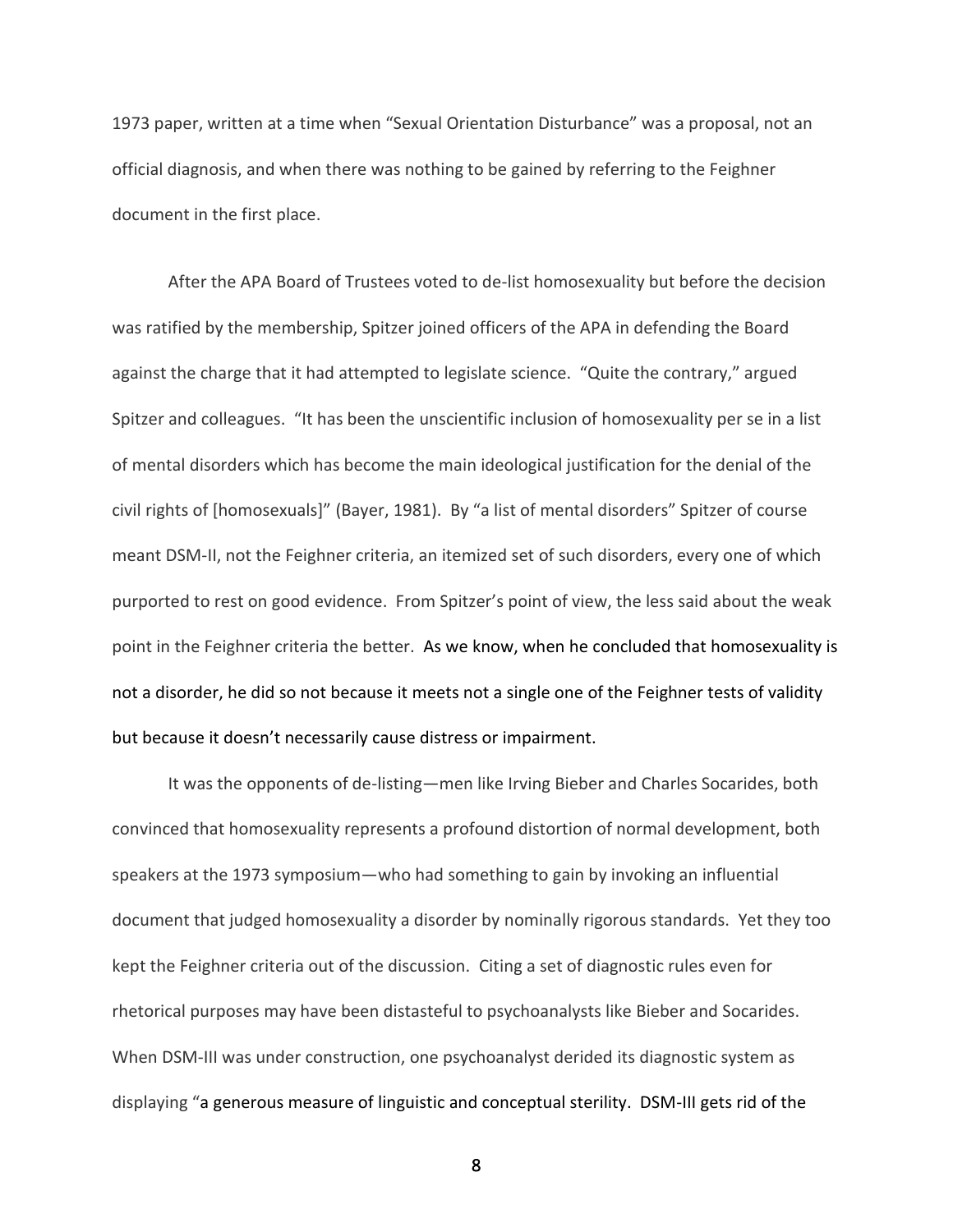1973 paper, written at a time when "Sexual Orientation Disturbance" was a proposal, not an official diagnosis, and when there was nothing to be gained by referring to the Feighner document in the first place.

After the APA Board of Trustees voted to de-list homosexuality but before the decision was ratified by the membership, Spitzer joined officers of the APA in defending the Board against the charge that it had attempted to legislate science. "Quite the contrary," argued Spitzer and colleagues. "It has been the unscientific inclusion of homosexuality per se in a list of mental disorders which has become the main ideological justification for the denial of the civil rights of [homosexuals]" (Bayer, 1981). By "a list of mental disorders" Spitzer of course meant DSM-II, not the Feighner criteria, an itemized set of such disorders, every one of which purported to rest on good evidence. From Spitzer's point of view, the less said about the weak point in the Feighner criteria the better. As we know, when he concluded that homosexuality is not a disorder, he did so not because it meets not a single one of the Feighner tests of validity but because it doesn't necessarily cause distress or impairment.

It was the opponents of de-listing—men like Irving Bieber and Charles Socarides, both convinced that homosexuality represents a profound distortion of normal development, both speakers at the 1973 symposium—who had something to gain by invoking an influential document that judged homosexuality a disorder by nominally rigorous standards. Yet they too kept the Feighner criteria out of the discussion. Citing a set of diagnostic rules even for rhetorical purposes may have been distasteful to psychoanalysts like Bieber and Socarides. When DSM-III was under construction, one psychoanalyst derided its diagnostic system as displaying "a generous measure of linguistic and conceptual sterility. DSM-III gets rid of the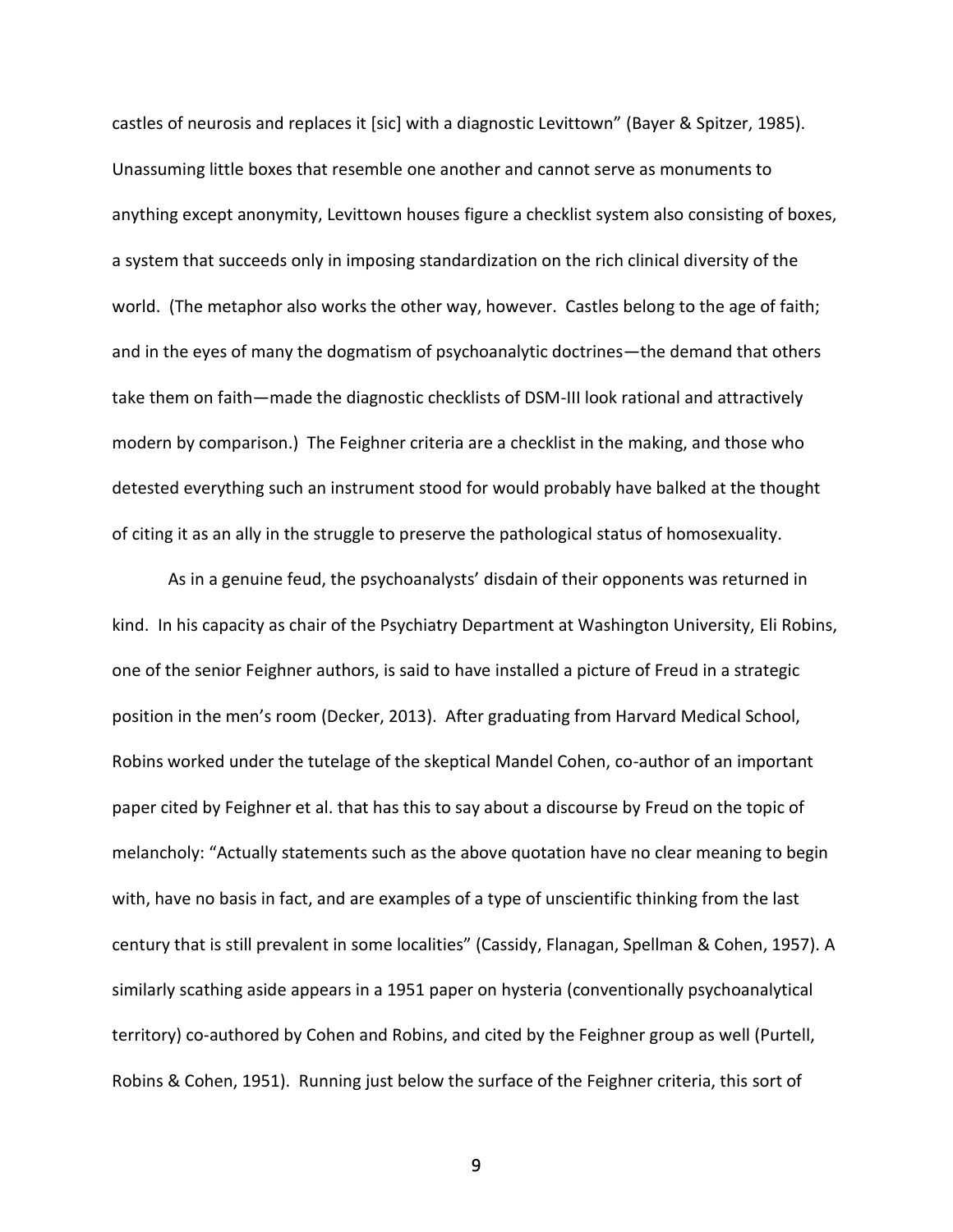castles of neurosis and replaces it [sic] with a diagnostic Levittown" (Bayer & Spitzer, 1985). Unassuming little boxes that resemble one another and cannot serve as monuments to anything except anonymity, Levittown houses figure a checklist system also consisting of boxes, a system that succeeds only in imposing standardization on the rich clinical diversity of the world. (The metaphor also works the other way, however. Castles belong to the age of faith; and in the eyes of many the dogmatism of psychoanalytic doctrines—the demand that others take them on faith—made the diagnostic checklists of DSM-III look rational and attractively modern by comparison.) The Feighner criteria are a checklist in the making, and those who detested everything such an instrument stood for would probably have balked at the thought of citing it as an ally in the struggle to preserve the pathological status of homosexuality.

As in a genuine feud, the psychoanalysts' disdain of their opponents was returned in kind. In his capacity as chair of the Psychiatry Department at Washington University, Eli Robins, one of the senior Feighner authors, is said to have installed a picture of Freud in a strategic position in the men's room (Decker, 2013). After graduating from Harvard Medical School, Robins worked under the tutelage of the skeptical Mandel Cohen, co-author of an important paper cited by Feighner et al. that has this to say about a discourse by Freud on the topic of melancholy: "Actually statements such as the above quotation have no clear meaning to begin with, have no basis in fact, and are examples of a type of unscientific thinking from the last century that is still prevalent in some localities" (Cassidy, Flanagan, Spellman & Cohen, 1957). A similarly scathing aside appears in a 1951 paper on hysteria (conventionally psychoanalytical territory) co-authored by Cohen and Robins, and cited by the Feighner group as well (Purtell, Robins & Cohen, 1951). Running just below the surface of the Feighner criteria, this sort of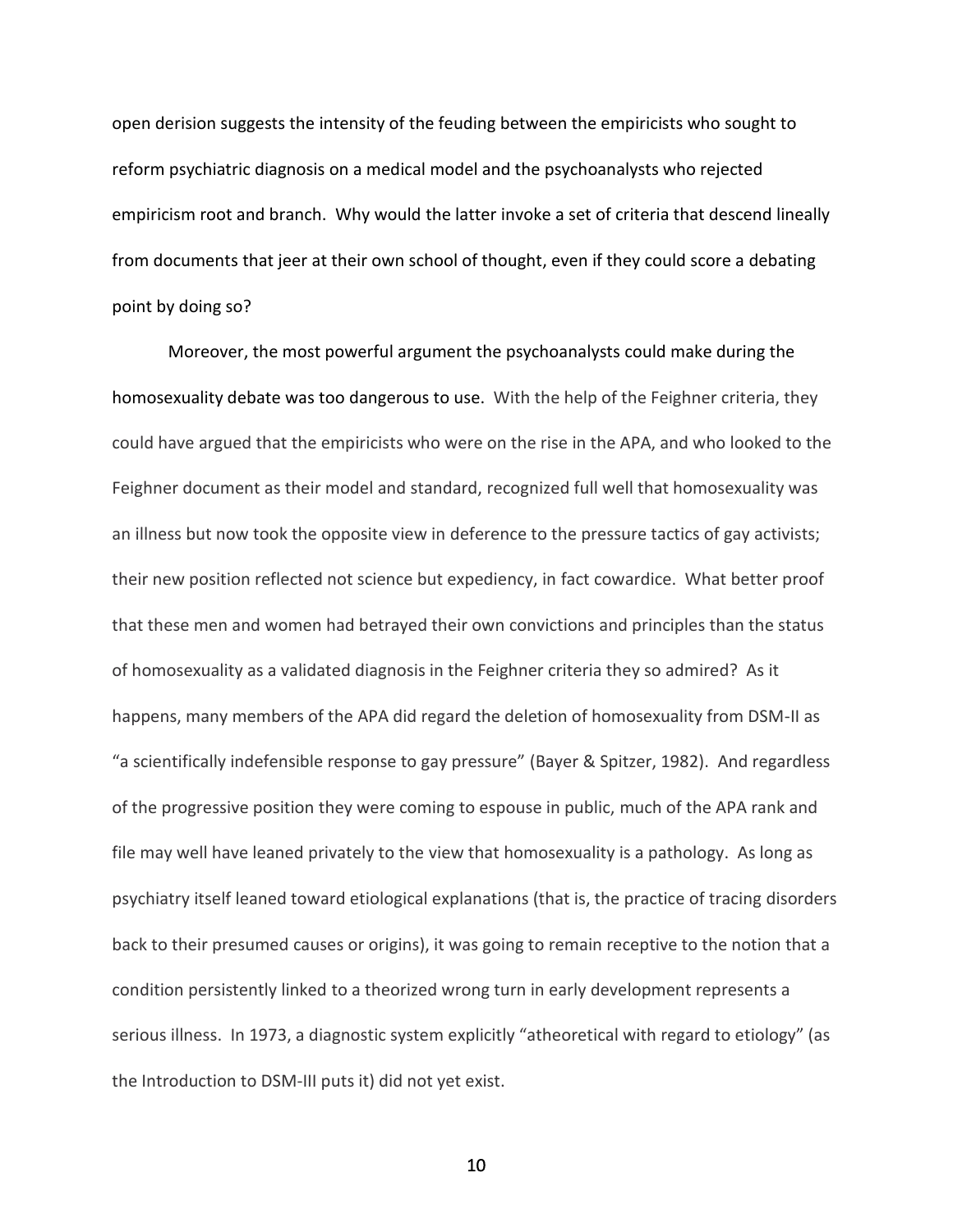open derision suggests the intensity of the feuding between the empiricists who sought to reform psychiatric diagnosis on a medical model and the psychoanalysts who rejected empiricism root and branch. Why would the latter invoke a set of criteria that descend lineally from documents that jeer at their own school of thought, even if they could score a debating point by doing so?

Moreover, the most powerful argument the psychoanalysts could make during the homosexuality debate was too dangerous to use. With the help of the Feighner criteria, they could have argued that the empiricists who were on the rise in the APA, and who looked to the Feighner document as their model and standard, recognized full well that homosexuality was an illness but now took the opposite view in deference to the pressure tactics of gay activists; their new position reflected not science but expediency, in fact cowardice. What better proof that these men and women had betrayed their own convictions and principles than the status of homosexuality as a validated diagnosis in the Feighner criteria they so admired? As it happens, many members of the APA did regard the deletion of homosexuality from DSM-II as "a scientifically indefensible response to gay pressure" (Bayer & Spitzer, 1982). And regardless of the progressive position they were coming to espouse in public, much of the APA rank and file may well have leaned privately to the view that homosexuality is a pathology. As long as psychiatry itself leaned toward etiological explanations (that is, the practice of tracing disorders back to their presumed causes or origins), it was going to remain receptive to the notion that a condition persistently linked to a theorized wrong turn in early development represents a serious illness. In 1973, a diagnostic system explicitly "atheoretical with regard to etiology" (as the Introduction to DSM-III puts it) did not yet exist.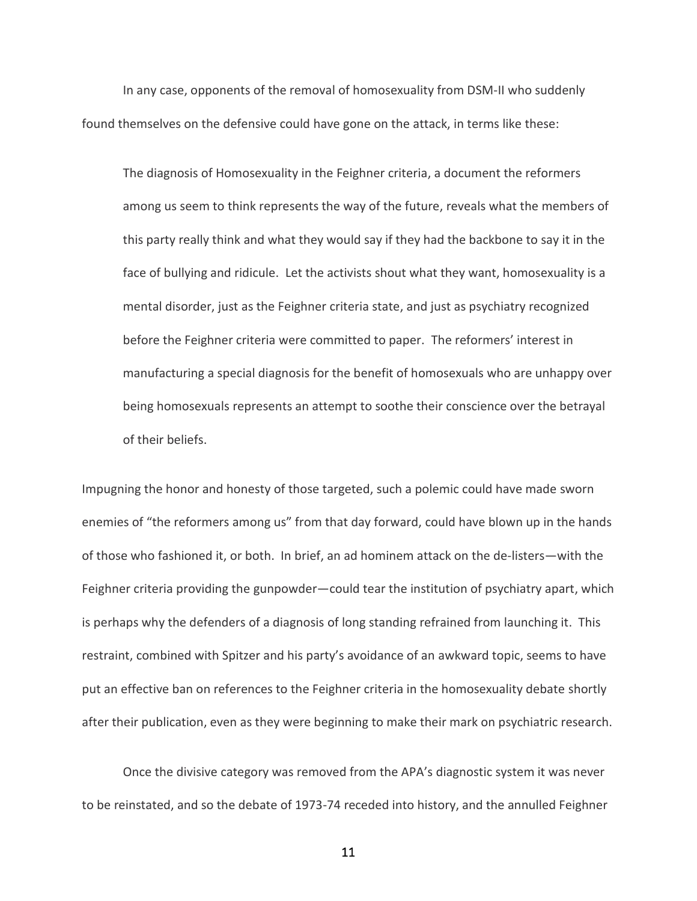In any case, opponents of the removal of homosexuality from DSM-II who suddenly found themselves on the defensive could have gone on the attack, in terms like these:

> The diagnosis of Homosexuality in the Feighner criteria, a document the reformers among us seem to think represents the way of the future, reveals what the members of this party really think and what they would say if they had the backbone to say it in the face of bullying and ridicule. Let the activists shout what they want, homosexuality is a mental disorder, just as the Feighner criteria state, and just as psychiatry recognized before the Feighner criteria were committed to paper. The reformers' interest in manufacturing a special diagnosis for the benefit of homosexuals who are unhappy over being homosexuals represents an attempt to soothe their conscience over the betrayal of their beliefs.

Impugning the honor and honesty of those targeted, such a polemic could have made sworn enemies of "the reformers among us" from that day forward, could have blown up in the hands of those who fashioned it, or both. In brief, an ad hominem attack on the de-listers—with the Feighner criteria providing the gunpowder—could tear the institution of psychiatry apart, which is perhaps why the defenders of a diagnosis of long standing refrained from launching it. This restraint, combined with Spitzer and his party's avoidance of an awkward topic, seems to have put an effective ban on references to the Feighner criteria in the homosexuality debate shortly after their publication, even as they were beginning to make their mark on psychiatric research.

Once the divisive category was removed from the APA's diagnostic system it was never to be reinstated, and so the debate of 1973-74 receded into history, and the annulled Feighner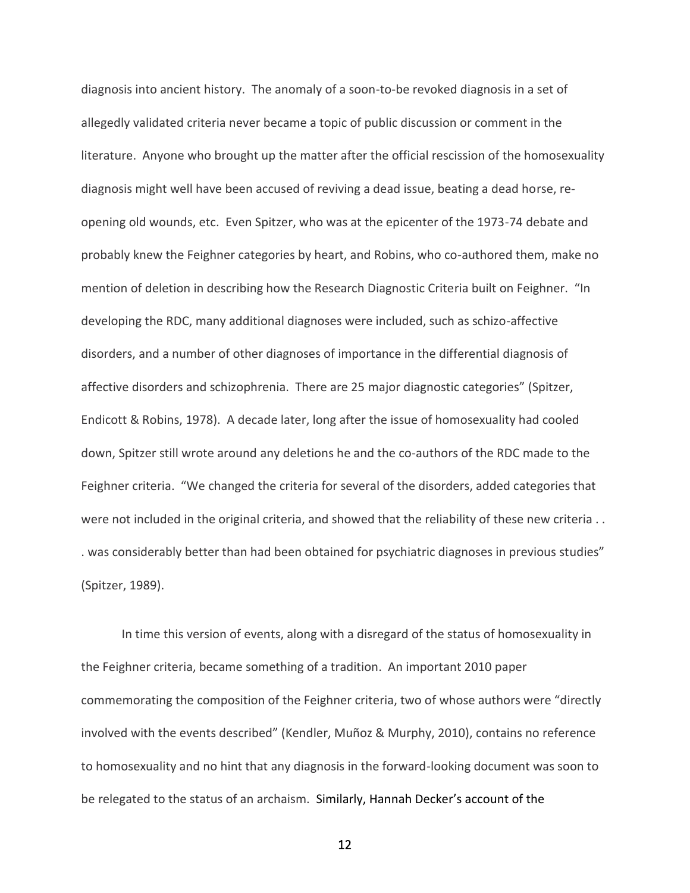diagnosis into ancient history. The anomaly of a soon-to-be revoked diagnosis in a set of allegedly validated criteria never became a topic of public discussion or comment in the literature. Anyone who brought up the matter after the official rescission of the homosexuality diagnosis might well have been accused of reviving a dead issue, beating a dead horse, re-opening old wounds, etc. Even Spitzer, who was at the epicenter of the 1973-74 debate and probably knew the Feighner categories by heart, and Robins, who co-authored them, make no mention of deletion in describing how the Research Diagnostic Criteria built on Feighner. "In developing the RDC, many additional diagnoses were included, such as schizo-affective disorders, and a number of other diagnoses of importance in the differential diagnosis of affective disorders and schizophrenia. There are 25 major diagnostic categories" (Spitzer, Endicott & Robins, 1978). A decade later, long after the issue of homosexuality had cooled down, Spitzer still wrote around any deletions he and the co-authors of the RDC made to the Feighner criteria. "We changed the criteria for several of the disorders, added categories that were not included in the original criteria, and showed that the reliability of these new criteria . . . was considerably better than had been obtained for psychiatric diagnoses in previous studies" (Spitzer, 1989).

In time this version of events, along with a disregard of the status of homosexuality in the Feighner criteria, became something of a tradition. An important 2010 paper commemorating the composition of the Feighner criteria, two of whose authors were "directly involved with the events described" (Kendler, Muñoz & Murphy, 2010), contains no reference to homosexuality and no hint that any diagnosis in the forward-looking document was soon to be relegated to the status of an archaism. Similarly, Hannah Decker's account of the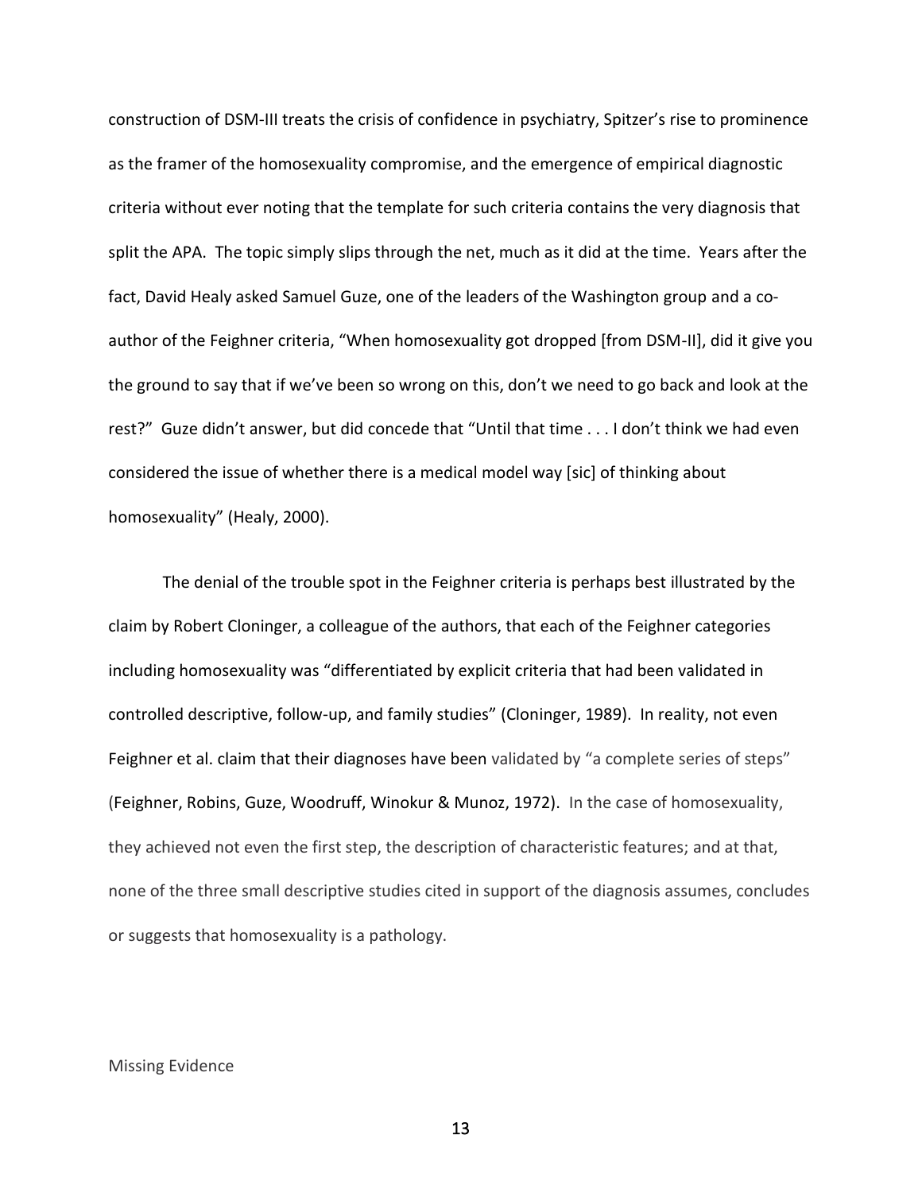construction of DSM-III treats the crisis of confidence in psychiatry, Spitzer's rise to prominence as the framer of the homosexuality compromise, and the emergence of empirical diagnostic criteria without ever noting that the template for such criteria contains the very diagnosis that split the APA. The topic simply slips through the net, much as it did at the time. Years after the fact, David Healy asked Samuel Guze, one of the leaders of the Washington group and a co-author of the Feighner criteria, "When homosexuality got dropped [from DSM-II], did it give you the ground to say that if we've been so wrong on this, don't we need to go back and look at the rest?" Guze didn't answer, but did concede that "Until that time . . . I don't think we had even considered the issue of whether there is a medical model way [sic] of thinking about homosexuality" (Healy, 2000).

The denial of the trouble spot in the Feighner criteria is perhaps best illustrated by the claim by Robert Cloninger, a colleague of the authors, that each of the Feighner categories including homosexuality was "differentiated by explicit criteria that had been validated in controlled descriptive, follow-up, and family studies" (Cloninger, 1989). In reality, not even Feighner et al. claim that their diagnoses have been validated by "a complete series of steps" (Feighner, Robins, Guze, Woodruff, Winokur & Munoz, 1972). In the case of homosexuality, they achieved not even the first step, the description of characteristic features; and at that, none of the three small descriptive studies cited in support of the diagnosis assumes, concludes or suggests that homosexuality is a pathology.

## Missing Evidence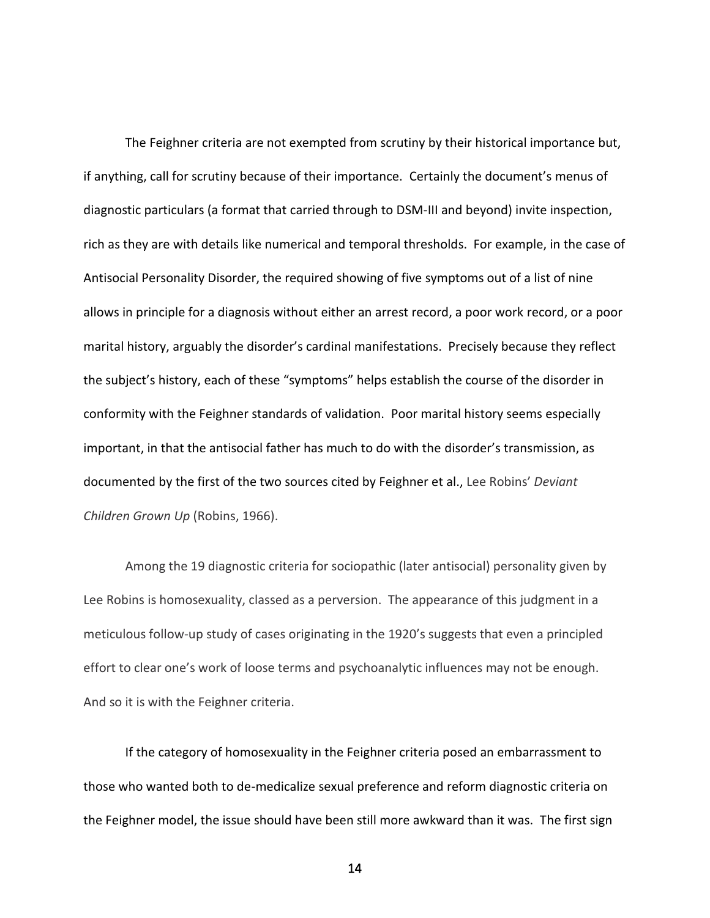The Feighner criteria are not exempted from scrutiny by their historical importance but, if anything, call for scrutiny because of their importance. Certainly the document's menus of diagnostic particulars (a format that carried through to DSM-III and beyond) invite inspection, rich as they are with details like numerical and temporal thresholds. For example, in the case of Antisocial Personality Disorder, the required showing of five symptoms out of a list of nine allows in principle for a diagnosis without either an arrest record, a poor work record, or a poor marital history, arguably the disorder's cardinal manifestations. Precisely because they reflect the subject's history, each of these "symptoms" helps establish the course of the disorder in conformity with the Feighner standards of validation. Poor marital history seems especially important, in that the antisocial father has much to do with the disorder's transmission, as documented by the first of the two sources cited by Feighner et al., Lee Robins' *Deviant Children Grown Up* (Robins, 1966).

Among the 19 diagnostic criteria for sociopathic (later antisocial) personality given by Lee Robins is homosexuality, classed as a perversion. The appearance of this judgment in a meticulous follow-up study of cases originating in the 1920's suggests that even a principled effort to clear one's work of loose terms and psychoanalytic influences may not be enough. And so it is with the Feighner criteria.

If the category of homosexuality in the Feighner criteria posed an embarrassment to those who wanted both to de-medicalize sexual preference and reform diagnostic criteria on the Feighner model, the issue should have been still more awkward than it was. The first sign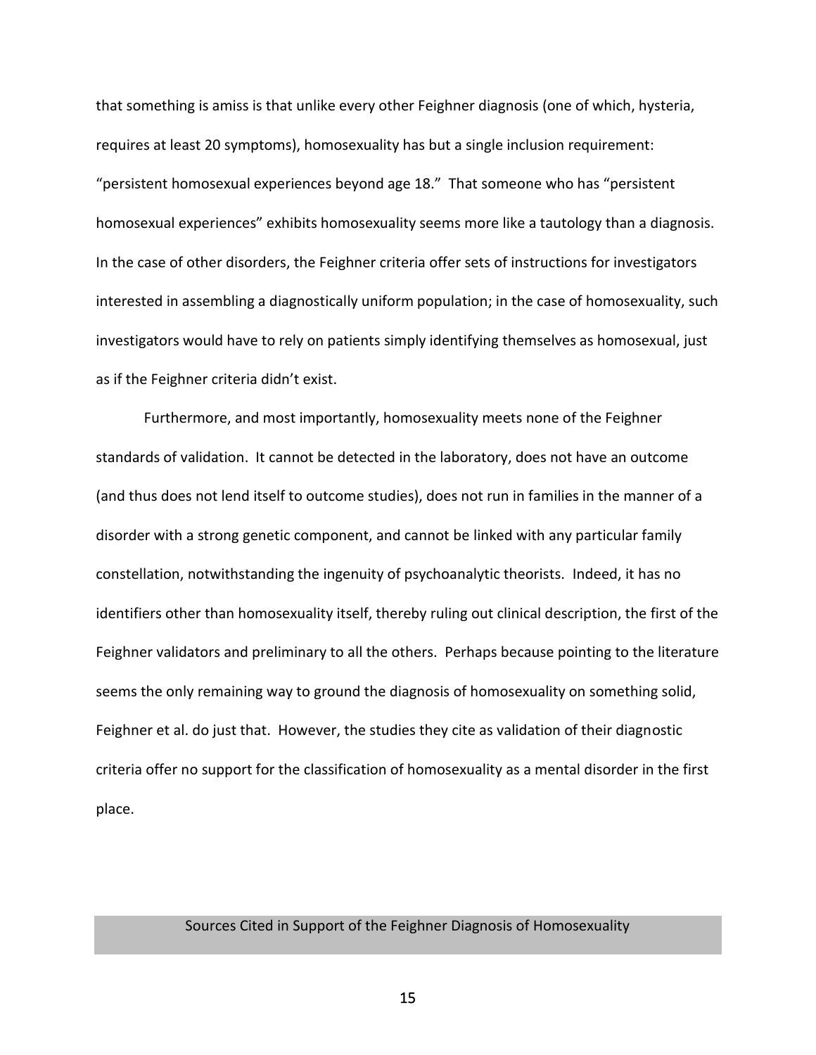that something is amiss is that unlike every other Feighner diagnosis (one of which, hysteria, requires at least 20 symptoms), homosexuality has but a single inclusion requirement: “persistent homosexual experiences beyond age 18.” That someone who has “persistent homosexual experiences” exhibits homosexuality seems more like a tautology than a diagnosis. In the case of other disorders, the Feighner criteria offer sets of instructions for investigators interested in assembling a diagnostically uniform population; in the case of homosexuality, such investigators would have to rely on patients simply identifying themselves as homosexual, just as if the Feighner criteria didn’t exist.

Furthermore, and most importantly, homosexuality meets none of the Feighner standards of validation. It cannot be detected in the laboratory, does not have an outcome (and thus does not lend itself to outcome studies), does not run in families in the manner of a disorder with a strong genetic component, and cannot be linked with any particular family constellation, notwithstanding the ingenuity of psychoanalytic theorists. Indeed, it has no identifiers other than homosexuality itself, thereby ruling out clinical description, the first of the Feighner validators and preliminary to all the others. Perhaps because pointing to the literature seems the only remaining way to ground the diagnosis of homosexuality on something solid, Feighner et al. do just that. However, the studies they cite as validation of their diagnostic criteria offer no support for the classification of homosexuality as a mental disorder in the first place.

## Sources Cited in Support of the Feighner Diagnosis of Homosexuality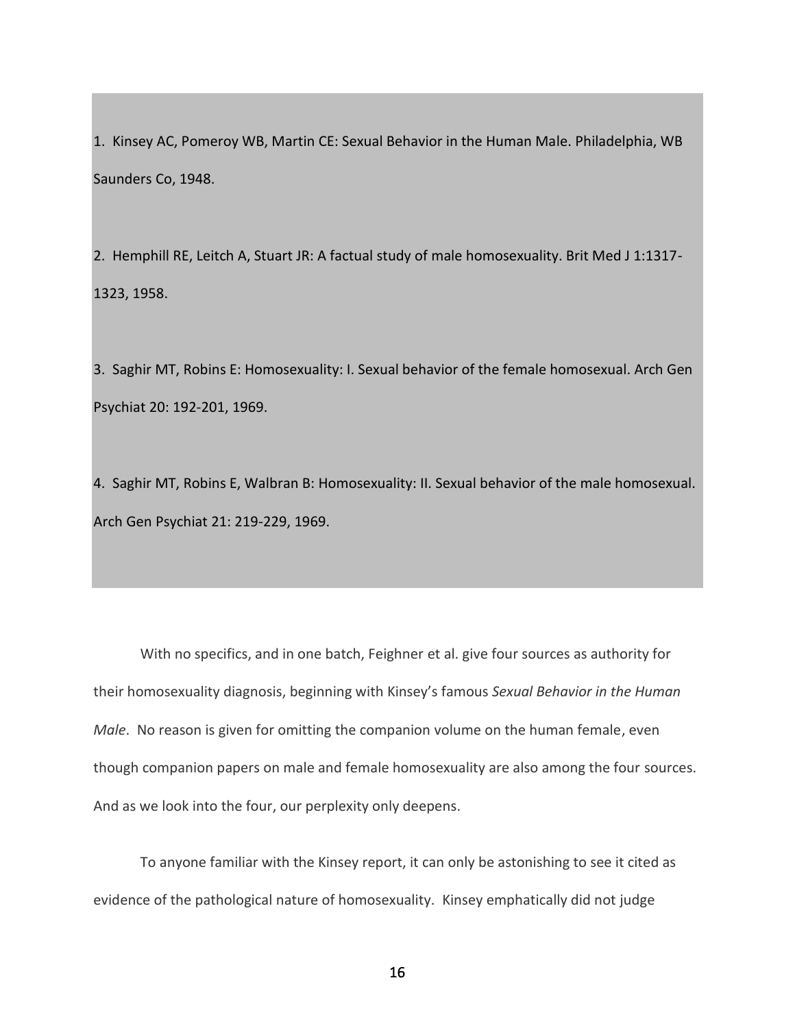1. Kinsey AC, Pomeroy WB, Martin CE: Sexual Behavior in the Human Male. Philadelphia, WB Saunders Co, 1948.

2. Hemphill RE, Leitch A, Stuart JR: A factual study of male homosexuality. Brit Med J 1:1317-1323, 1958.

3. Saghir MT, Robins E: Homosexuality: I. Sexual behavior of the female homosexual. Arch Gen Psychiat 20: 192-201, 1969.

4. Saghir MT, Robins E, Walbran B: Homosexuality: II. Sexual behavior of the male homosexual. Arch Gen Psychiat 21: 219-229, 1969.

With no specifics, and in one batch, Feighner et al. give four sources as authority for their homosexuality diagnosis, beginning with Kinsey's famous *Sexual Behavior in the Human Male*. No reason is given for omitting the companion volume on the human female, even though companion papers on male and female homosexuality are also among the four sources. And as we look into the four, our perplexity only deepens.

To anyone familiar with the Kinsey report, it can only be astonishing to see it cited as evidence of the pathological nature of homosexuality. Kinsey emphatically did not judge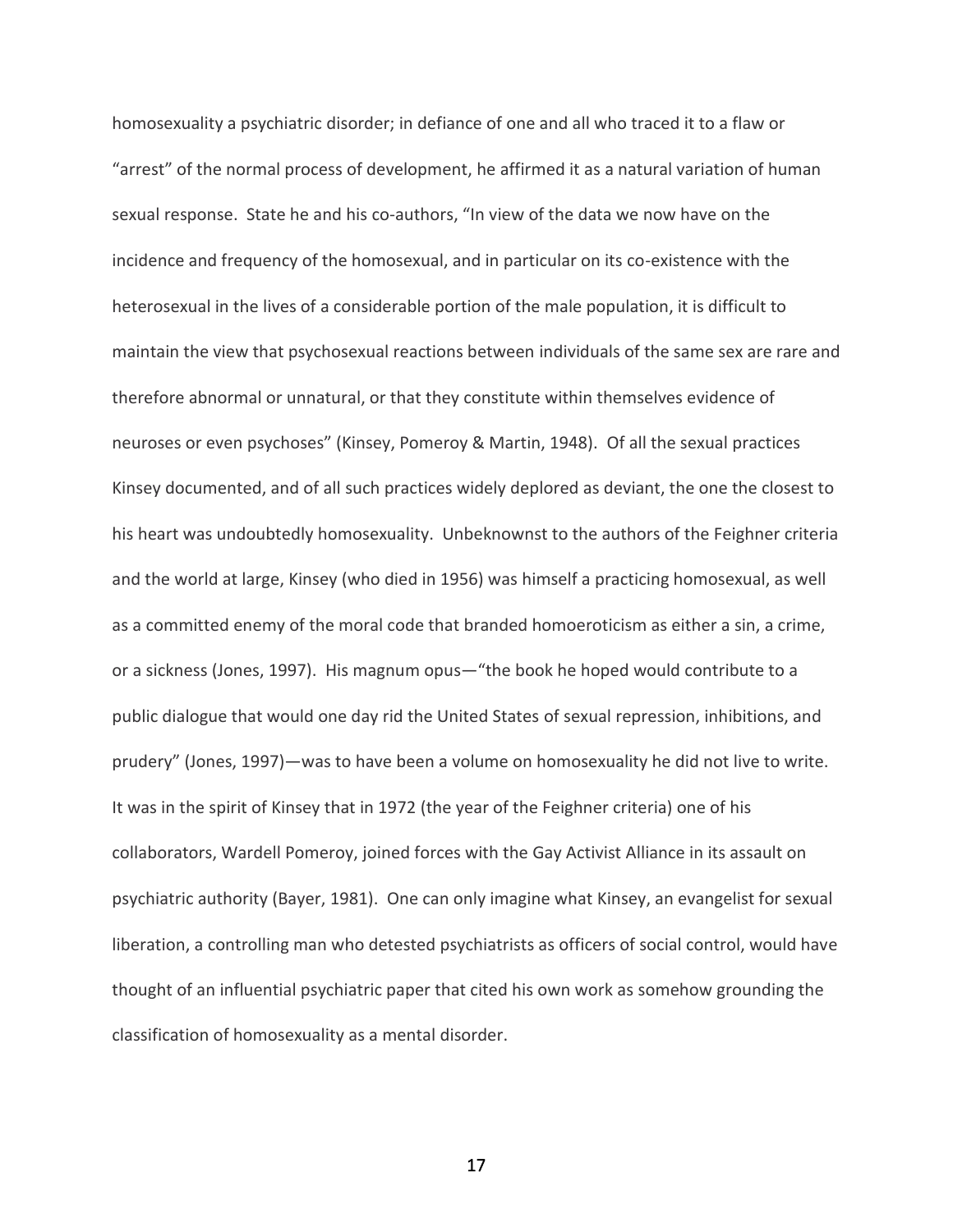homosexuality a psychiatric disorder; in defiance of one and all who traced it to a flaw or "arrest" of the normal process of development, he affirmed it as a natural variation of human sexual response. State he and his co-authors, "In view of the data we now have on the incidence and frequency of the homosexual, and in particular on its co-existence with the heterosexual in the lives of a considerable portion of the male population, it is difficult to maintain the view that psychosexual reactions between individuals of the same sex are rare and therefore abnormal or unnatural, or that they constitute within themselves evidence of neuroses or even psychoses" (Kinsey, Pomeroy & Martin, 1948). Of all the sexual practices Kinsey documented, and of all such practices widely deplored as deviant, the one the closest to his heart was undoubtedly homosexuality. Unbeknownst to the authors of the Feighner criteria and the world at large, Kinsey (who died in 1956) was himself a practicing homosexual, as well as a committed enemy of the moral code that branded homoeroticism as either a sin, a crime, or a sickness (Jones, 1997). His magnum opus—"the book he hoped would contribute to a public dialogue that would one day rid the United States of sexual repression, inhibitions, and prudery" (Jones, 1997)—was to have been a volume on homosexuality he did not live to write. It was in the spirit of Kinsey that in 1972 (the year of the Feighner criteria) one of his collaborators, Wardell Pomeroy, joined forces with the Gay Activist Alliance in its assault on psychiatric authority (Bayer, 1981). One can only imagine what Kinsey, an evangelist for sexual liberation, a controlling man who detested psychiatrists as officers of social control, would have thought of an influential psychiatric paper that cited his own work as somehow grounding the classification of homosexuality as a mental disorder.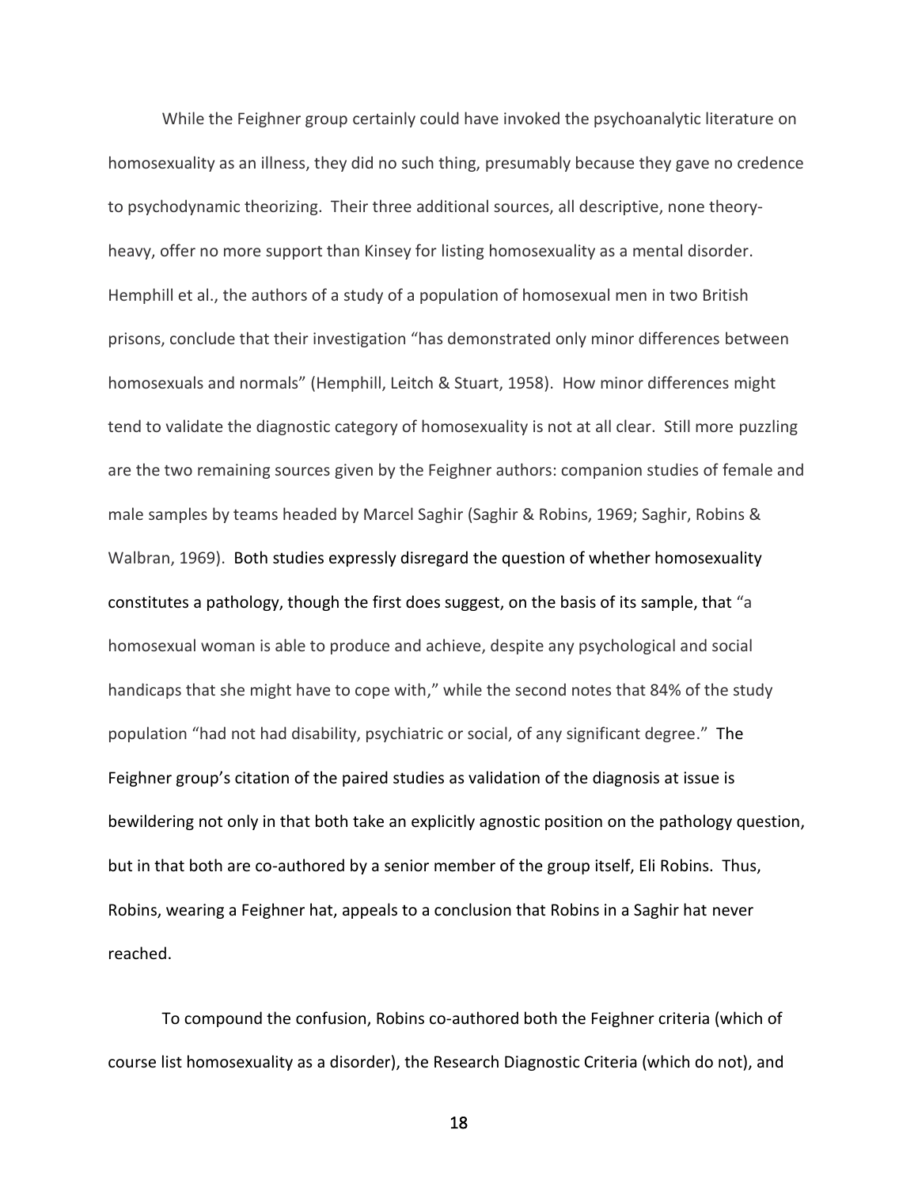While the Feighner group certainly could have invoked the psychoanalytic literature on homosexuality as an illness, they did no such thing, presumably because they gave no credence to psychodynamic theorizing. Their three additional sources, all descriptive, none theory-heavy, offer no more support than Kinsey for listing homosexuality as a mental disorder. Hemphill et al., the authors of a study of a population of homosexual men in two British prisons, conclude that their investigation "has demonstrated only minor differences between homosexuals and normals" (Hemphill, Leitch & Stuart, 1958). How minor differences might tend to validate the diagnostic category of homosexuality is not at all clear. Still more puzzling are the two remaining sources given by the Feighner authors: companion studies of female and male samples by teams headed by Marcel Saghir (Saghir & Robins, 1969; Saghir, Robins & Walbran, 1969). Both studies expressly disregard the question of whether homosexuality constitutes a pathology, though the first does suggest, on the basis of its sample, that "a homosexual woman is able to produce and achieve, despite any psychological and social handicaps that she might have to cope with," while the second notes that 84% of the study population "had not had disability, psychiatric or social, of any significant degree." The Feighner group's citation of the paired studies as validation of the diagnosis at issue is bewildering not only in that both take an explicitly agnostic position on the pathology question, but in that both are co-authored by a senior member of the group itself, Eli Robins. Thus, Robins, wearing a Feighner hat, appeals to a conclusion that Robins in a Saghir hat never reached.

To compound the confusion, Robins co-authored both the Feighner criteria (which of course list homosexuality as a disorder), the Research Diagnostic Criteria (which do not), and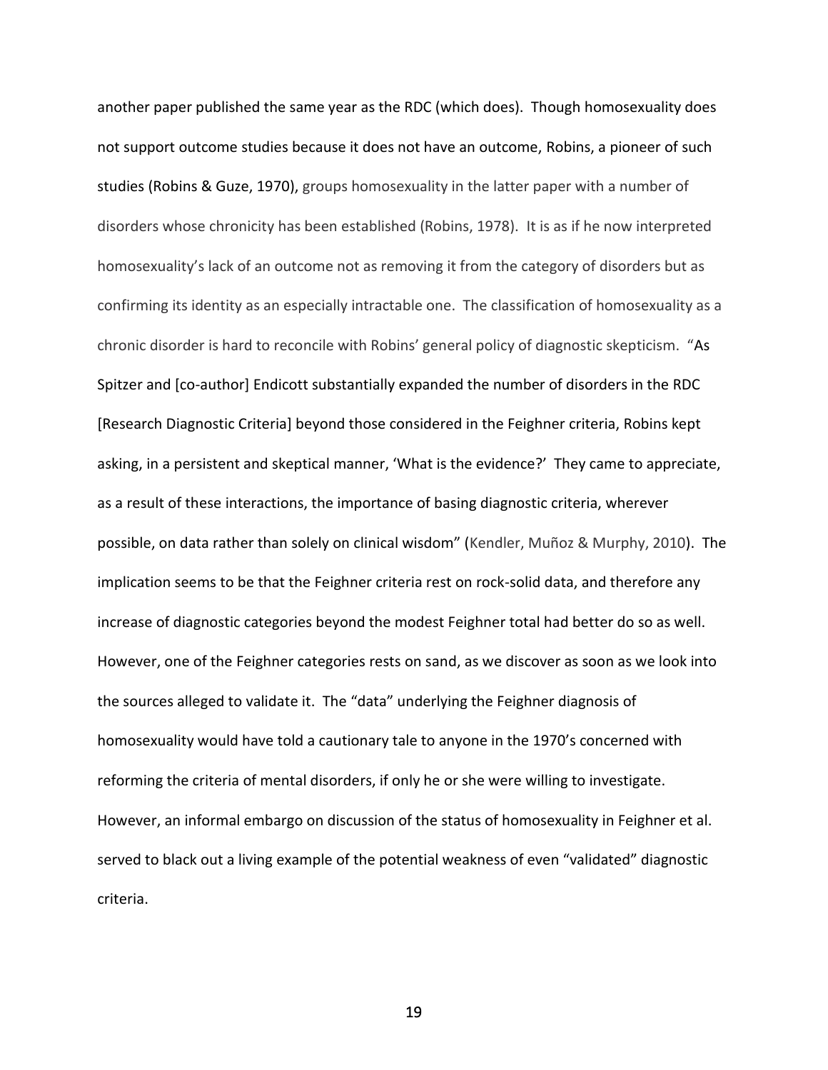another paper published the same year as the RDC (which does). Though homosexuality does not support outcome studies because it does not have an outcome, Robins, a pioneer of such studies (Robins & Guze, 1970), groups homosexuality in the latter paper with a number of disorders whose chronicity has been established (Robins, 1978). It is as if he now interpreted homosexuality's lack of an outcome not as removing it from the category of disorders but as confirming its identity as an especially intractable one. The classification of homosexuality as a chronic disorder is hard to reconcile with Robins' general policy of diagnostic skepticism. "As Spitzer and [co-author] Endicott substantially expanded the number of disorders in the RDC [Research Diagnostic Criteria] beyond those considered in the Feighner criteria, Robins kept asking, in a persistent and skeptical manner, 'What is the evidence?' They came to appreciate, as a result of these interactions, the importance of basing diagnostic criteria, wherever possible, on data rather than solely on clinical wisdom" (Kendler, Muñoz & Murphy, 2010). The implication seems to be that the Feighner criteria rest on rock-solid data, and therefore any increase of diagnostic categories beyond the modest Feighner total had better do so as well. However, one of the Feighner categories rests on sand, as we discover as soon as we look into the sources alleged to validate it. The "data" underlying the Feighner diagnosis of homosexuality would have told a cautionary tale to anyone in the 1970's concerned with reforming the criteria of mental disorders, if only he or she were willing to investigate. However, an informal embargo on discussion of the status of homosexuality in Feighner et al. served to black out a living example of the potential weakness of even "validated" diagnostic criteria.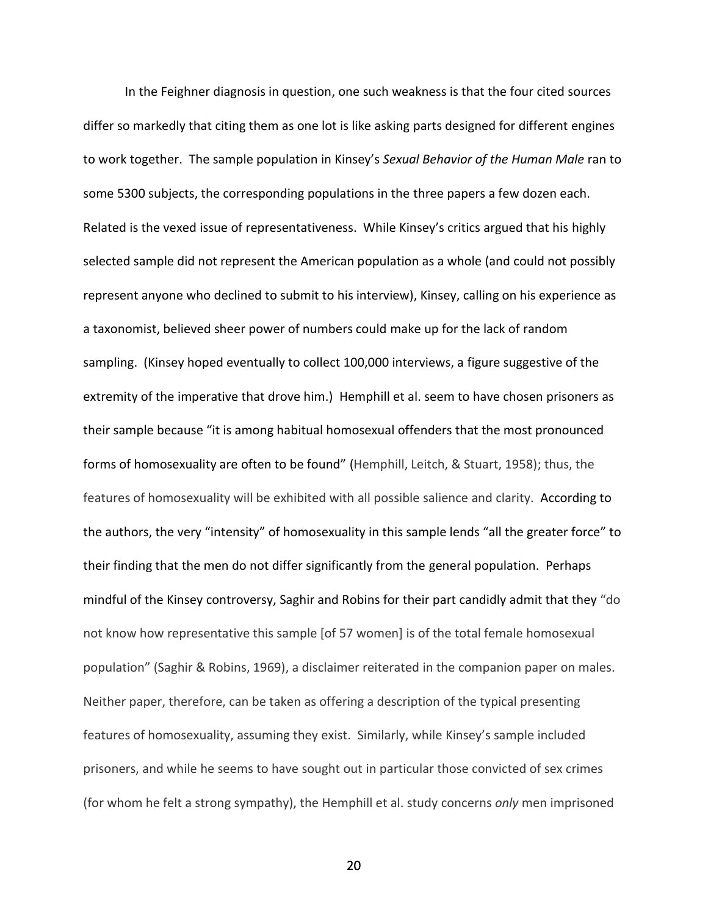In the Feighner diagnosis in question, one such weakness is that the four cited sources differ so markedly that citing them as one lot is like asking parts designed for different engines to work together. The sample population in Kinsey's *Sexual Behavior of the Human Male* ran to some 5300 subjects, the corresponding populations in the three papers a few dozen each. Related is the vexed issue of representativeness. While Kinsey's critics argued that his highly selected sample did not represent the American population as a whole (and could not possibly represent anyone who declined to submit to his interview), Kinsey, calling on his experience as a taxonomist, believed sheer power of numbers could make up for the lack of random sampling. (Kinsey hoped eventually to collect 100,000 interviews, a figure suggestive of the extremity of the imperative that drove him.) Hemphill et al. seem to have chosen prisoners as their sample because "it is among habitual homosexual offenders that the most pronounced forms of homosexuality are often to be found" (Hemphill, Leitch, & Stuart, 1958); thus, the features of homosexuality will be exhibited with all possible salience and clarity. According to the authors, the very "intensity" of homosexuality in this sample lends "all the greater force" to their finding that the men do not differ significantly from the general population. Perhaps mindful of the Kinsey controversy, Saghir and Robins for their part candidly admit that they "do not know how representative this sample [of 57 women] is of the total female homosexual population" (Saghir & Robins, 1969), a disclaimer reiterated in the companion paper on males. Neither paper, therefore, can be taken as offering a description of the typical presenting features of homosexuality, assuming they exist. Similarly, while Kinsey's sample included prisoners, and while he seems to have sought out in particular those convicted of sex crimes (for whom he felt a strong sympathy), the Hemphill et al. study concerns *only* men imprisoned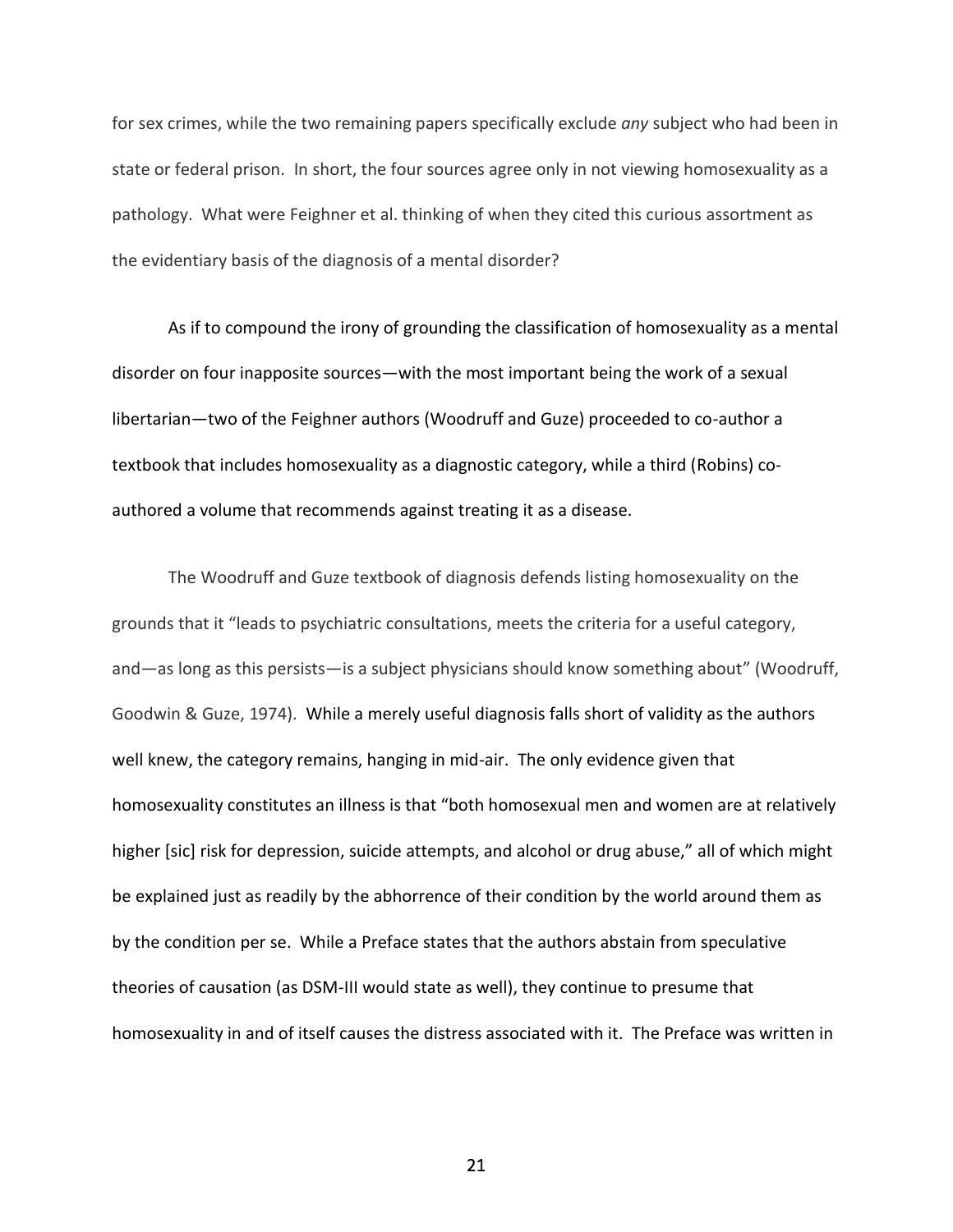for sex crimes, while the two remaining papers specifically exclude *any* subject who had been in state or federal prison. In short, the four sources agree only in not viewing homosexuality as a pathology. What were Feighner et al. thinking of when they cited this curious assortment as the evidentiary basis of the diagnosis of a mental disorder?

As if to compound the irony of grounding the classification of homosexuality as a mental disorder on four inapposite sources—with the most important being the work of a sexual libertarian—two of the Feighner authors (Woodruff and Guze) proceeded to co-author a textbook that includes homosexuality as a diagnostic category, while a third (Robins) co-authored a volume that recommends against treating it as a disease.

The Woodruff and Guze textbook of diagnosis defends listing homosexuality on the grounds that it "leads to psychiatric consultations, meets the criteria for a useful category, and—as long as this persists—is a subject physicians should know something about" (Woodruff, Goodwin & Guze, 1974). While a merely useful diagnosis falls short of validity as the authors well knew, the category remains, hanging in mid-air. The only evidence given that homosexuality constitutes an illness is that "both homosexual men and women are at relatively higher [sic] risk for depression, suicide attempts, and alcohol or drug abuse," all of which might be explained just as readily by the abhorrence of their condition by the world around them as by the condition per se. While a Preface states that the authors abstain from speculative theories of causation (as DSM-III would state as well), they continue to presume that homosexuality in and of itself causes the distress associated with it. The Preface was written in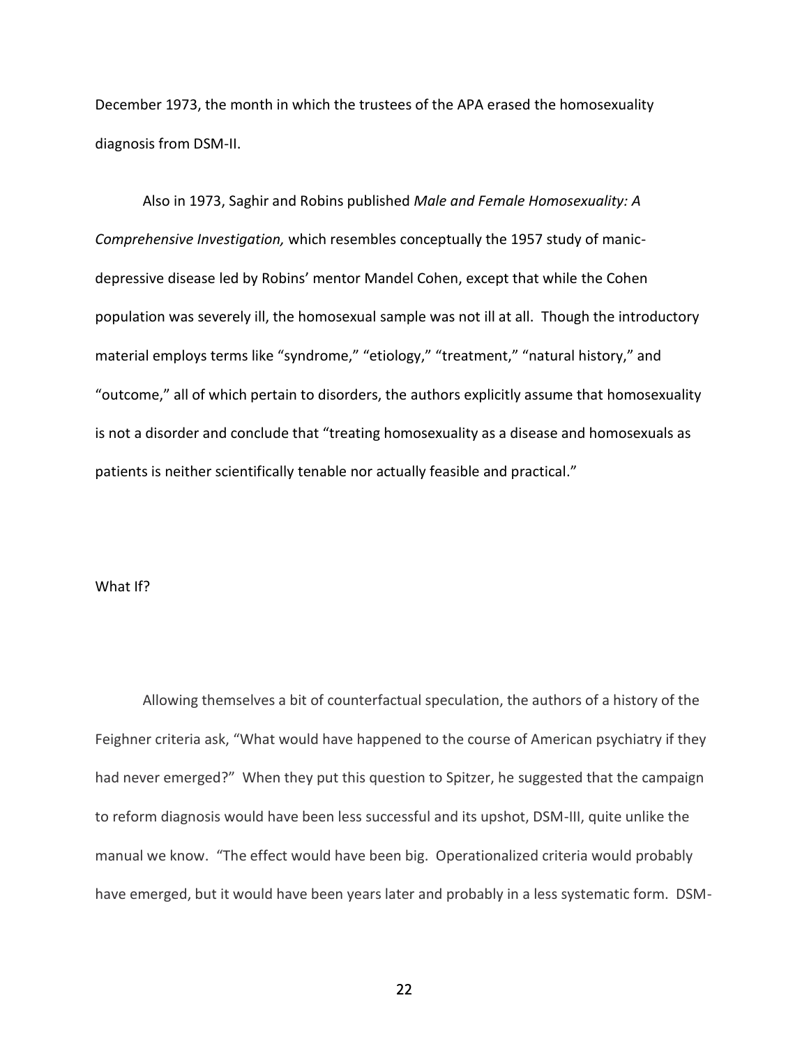December 1973, the month in which the trustees of the APA erased the homosexuality diagnosis from DSM-II.

Also in 1973, Saghir and Robins published *Male and Female Homosexuality: A Comprehensive Investigation,* which resembles conceptually the 1957 study of manic-depressive disease led by Robins' mentor Mandel Cohen, except that while the Cohen population was severely ill, the homosexual sample was not ill at all. Though the introductory material employs terms like "syndrome," "etiology," "treatment," "natural history," and "outcome," all of which pertain to disorders, the authors explicitly assume that homosexuality is not a disorder and conclude that "treating homosexuality as a disease and homosexuals as patients is neither scientifically tenable nor actually feasible and practical."

## What If?

Allowing themselves a bit of counterfactual speculation, the authors of a history of the Feighner criteria ask, "What would have happened to the course of American psychiatry if they had never emerged?" When they put this question to Spitzer, he suggested that the campaign to reform diagnosis would have been less successful and its upshot, DSM-III, quite unlike the manual we know. "The effect would have been big. Operationalized criteria would probably have emerged, but it would have been years later and probably in a less systematic form. DSM-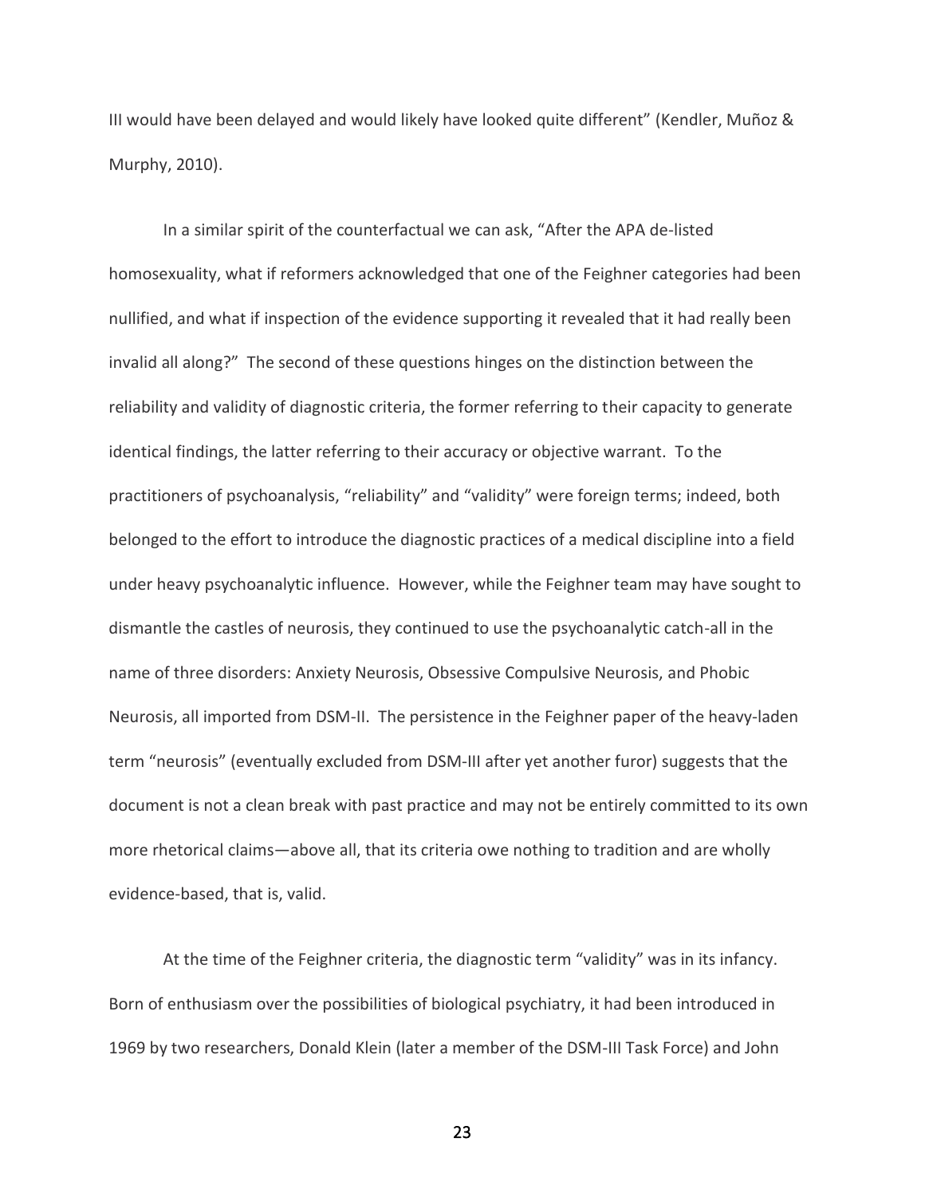III would have been delayed and would likely have looked quite different" (Kendler, Muñoz & Murphy, 2010).

In a similar spirit of the counterfactual we can ask, "After the APA de-listed homosexuality, what if reformers acknowledged that one of the Feighner categories had been nullified, and what if inspection of the evidence supporting it revealed that it had really been invalid all along?" The second of these questions hinges on the distinction between the reliability and validity of diagnostic criteria, the former referring to their capacity to generate identical findings, the latter referring to their accuracy or objective warrant. To the practitioners of psychoanalysis, "reliability" and "validity" were foreign terms; indeed, both belonged to the effort to introduce the diagnostic practices of a medical discipline into a field under heavy psychoanalytic influence. However, while the Feighner team may have sought to dismantle the castles of neurosis, they continued to use the psychoanalytic catch-all in the name of three disorders: Anxiety Neurosis, Obsessive Compulsive Neurosis, and Phobic Neurosis, all imported from DSM-II. The persistence in the Feighner paper of the heavy-laden term "neurosis" (eventually excluded from DSM-III after yet another furor) suggests that the document is not a clean break with past practice and may not be entirely committed to its own more rhetorical claims—above all, that its criteria owe nothing to tradition and are wholly evidence-based, that is, valid.

At the time of the Feighner criteria, the diagnostic term "validity" was in its infancy. Born of enthusiasm over the possibilities of biological psychiatry, it had been introduced in 1969 by two researchers, Donald Klein (later a member of the DSM-III Task Force) and John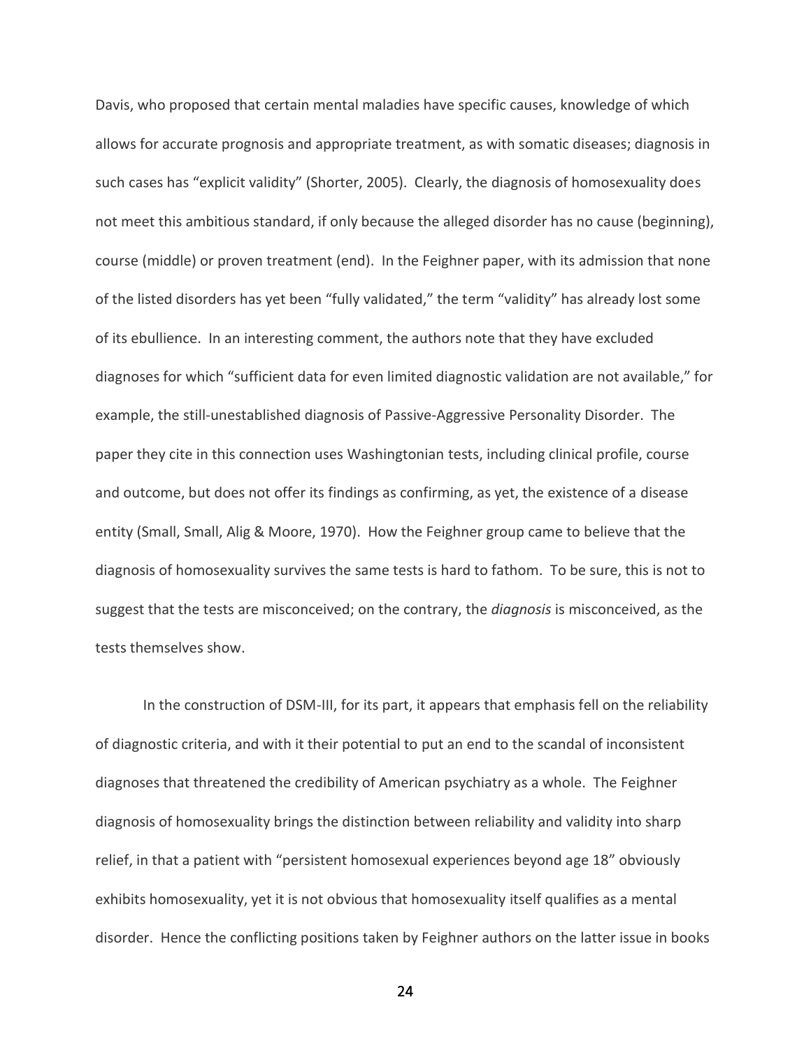Davis, who proposed that certain mental maladies have specific causes, knowledge of which allows for accurate prognosis and appropriate treatment, as with somatic diseases; diagnosis in such cases has "explicit validity" (Shorter, 2005). Clearly, the diagnosis of homosexuality does not meet this ambitious standard, if only because the alleged disorder has no cause (beginning), course (middle) or proven treatment (end). In the Feighner paper, with its admission that none of the listed disorders has yet been "fully validated," the term "validity" has already lost some of its ebullience. In an interesting comment, the authors note that they have excluded diagnoses for which "sufficient data for even limited diagnostic validation are not available," for example, the still-unestablished diagnosis of Passive-Aggressive Personality Disorder. The paper they cite in this connection uses Washingtonian tests, including clinical profile, course and outcome, but does not offer its findings as confirming, as yet, the existence of a disease entity (Small, Small, Alig & Moore, 1970). How the Feighner group came to believe that the diagnosis of homosexuality survives the same tests is hard to fathom. To be sure, this is not to suggest that the tests are misconceived; on the contrary, the *diagnosis* is misconceived, as the tests themselves show.

In the construction of DSM-III, for its part, it appears that emphasis fell on the reliability of diagnostic criteria, and with it their potential to put an end to the scandal of inconsistent diagnoses that threatened the credibility of American psychiatry as a whole. The Feighner diagnosis of homosexuality brings the distinction between reliability and validity into sharp relief, in that a patient with "persistent homosexual experiences beyond age 18" obviously exhibits homosexuality, yet it is not obvious that homosexuality itself qualifies as a mental disorder. Hence the conflicting positions taken by Feighner authors on the latter issue in books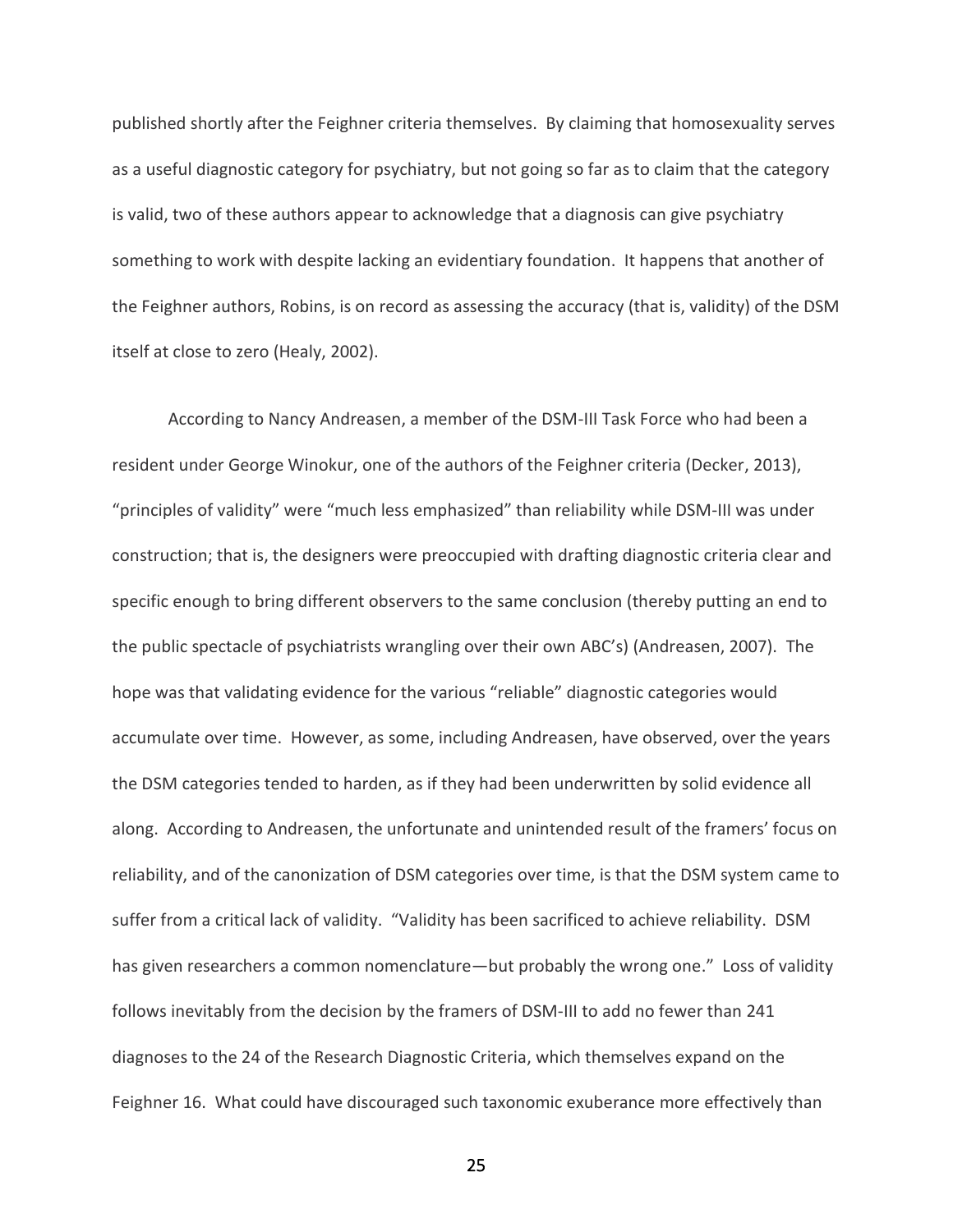published shortly after the Feighner criteria themselves. By claiming that homosexuality serves as a useful diagnostic category for psychiatry, but not going so far as to claim that the category is valid, two of these authors appear to acknowledge that a diagnosis can give psychiatry something to work with despite lacking an evidentiary foundation. It happens that another of the Feighner authors, Robins, is on record as assessing the accuracy (that is, validity) of the DSM itself at close to zero (Healy, 2002).

According to Nancy Andreasen, a member of the DSM-III Task Force who had been a resident under George Winokur, one of the authors of the Feighner criteria (Decker, 2013), "principles of validity" were "much less emphasized" than reliability while DSM-III was under construction; that is, the designers were preoccupied with drafting diagnostic criteria clear and specific enough to bring different observers to the same conclusion (thereby putting an end to the public spectacle of psychiatrists wrangling over their own ABC's) (Andreasen, 2007). The hope was that validating evidence for the various "reliable" diagnostic categories would accumulate over time. However, as some, including Andreasen, have observed, over the years the DSM categories tended to harden, as if they had been underwritten by solid evidence all along. According to Andreasen, the unfortunate and unintended result of the framers' focus on reliability, and of the canonization of DSM categories over time, is that the DSM system came to suffer from a critical lack of validity. "Validity has been sacrificed to achieve reliability. DSM has given researchers a common nomenclature—but probably the wrong one." Loss of validity follows inevitably from the decision by the framers of DSM-III to add no fewer than 241 diagnoses to the 24 of the Research Diagnostic Criteria, which themselves expand on the Feighner 16. What could have discouraged such taxonomic exuberance more effectively than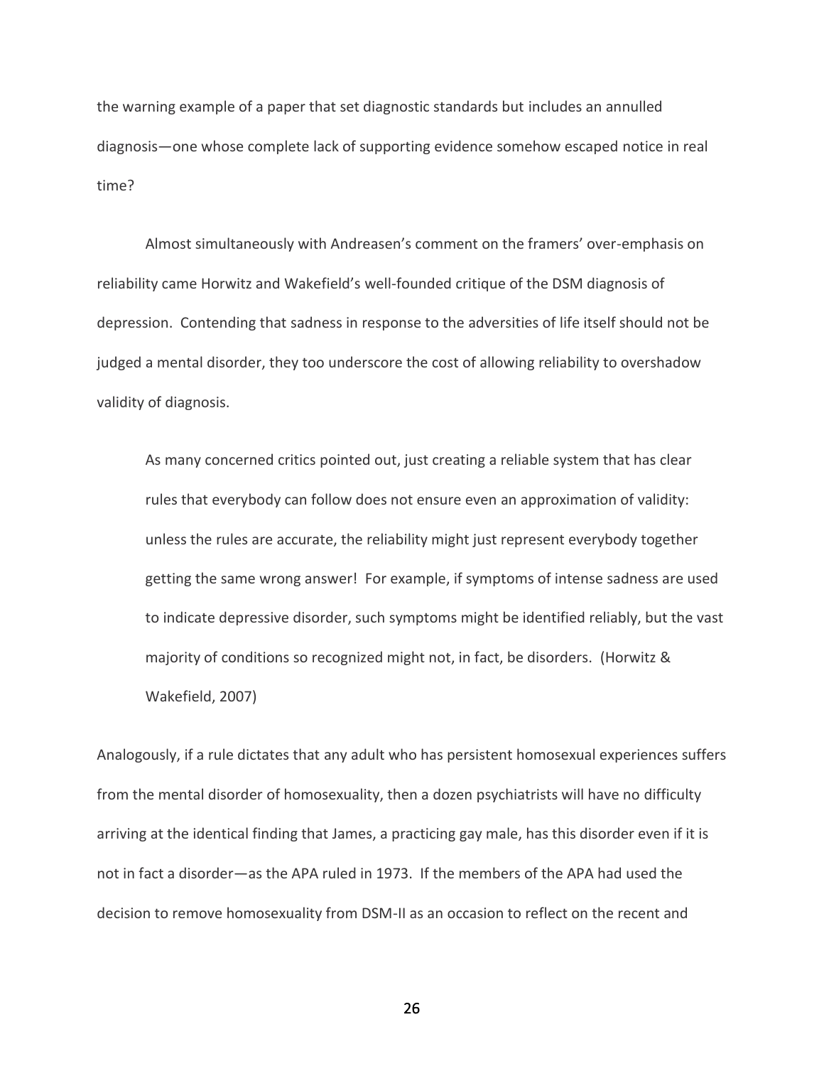the warning example of a paper that set diagnostic standards but includes an annulled diagnosis—one whose complete lack of supporting evidence somehow escaped notice in real time?

Almost simultaneously with Andreasen's comment on the framers' over-emphasis on reliability came Horwitz and Wakefield's well-founded critique of the DSM diagnosis of depression. Contending that sadness in response to the adversities of life itself should not be judged a mental disorder, they too underscore the cost of allowing reliability to overshadow validity of diagnosis.

> As many concerned critics pointed out, just creating a reliable system that has clear rules that everybody can follow does not ensure even an approximation of validity: unless the rules are accurate, the reliability might just represent everybody together getting the same wrong answer! For example, if symptoms of intense sadness are used to indicate depressive disorder, such symptoms might be identified reliably, but the vast majority of conditions so recognized might not, in fact, be disorders. (Horwitz & Wakefield, 2007)

Analogously, if a rule dictates that any adult who has persistent homosexual experiences suffers from the mental disorder of homosexuality, then a dozen psychiatrists will have no difficulty arriving at the identical finding that James, a practicing gay male, has this disorder even if it is not in fact a disorder—as the APA ruled in 1973. If the members of the APA had used the decision to remove homosexuality from DSM-II as an occasion to reflect on the recent and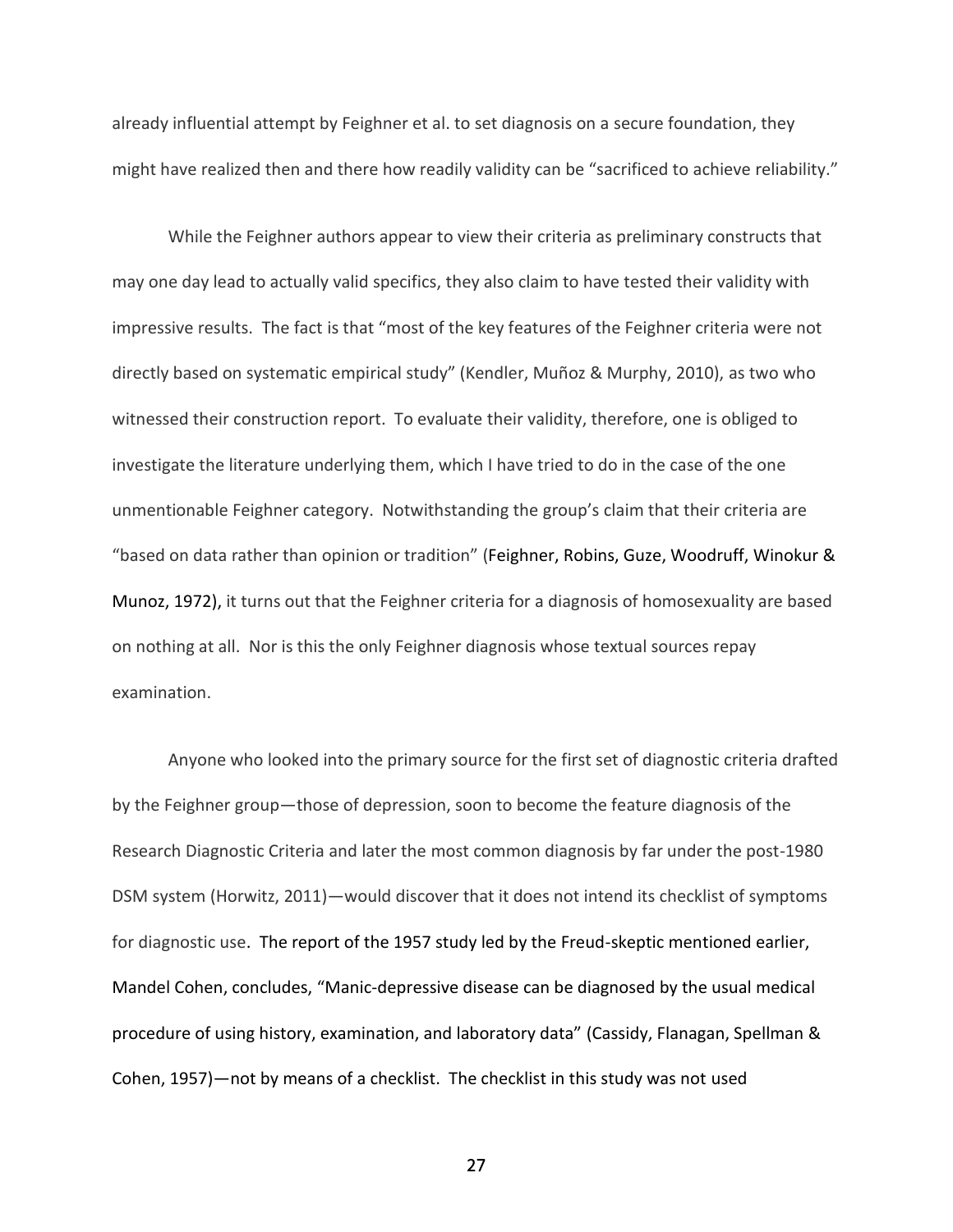already influential attempt by Feighner et al. to set diagnosis on a secure foundation, they might have realized then and there how readily validity can be "sacrificed to achieve reliability."

While the Feighner authors appear to view their criteria as preliminary constructs that may one day lead to actually valid specifics, they also claim to have tested their validity with impressive results. The fact is that "most of the key features of the Feighner criteria were not directly based on systematic empirical study" (Kendler, Muñoz & Murphy, 2010), as two who witnessed their construction report. To evaluate their validity, therefore, one is obliged to investigate the literature underlying them, which I have tried to do in the case of the one unmentionable Feighner category. Notwithstanding the group's claim that their criteria are "based on data rather than opinion or tradition" (Feighner, Robins, Guze, Woodruff, Winokur & Munoz, 1972), it turns out that the Feighner criteria for a diagnosis of homosexuality are based on nothing at all. Nor is this the only Feighner diagnosis whose textual sources repay examination.

Anyone who looked into the primary source for the first set of diagnostic criteria drafted by the Feighner group—those of depression, soon to become the feature diagnosis of the Research Diagnostic Criteria and later the most common diagnosis by far under the post-1980 DSM system (Horwitz, 2011)—would discover that it does not intend its checklist of symptoms for diagnostic use. The report of the 1957 study led by the Freud-skeptic mentioned earlier, Mandel Cohen, concludes, "Manic-depressive disease can be diagnosed by the usual medical procedure of using history, examination, and laboratory data" (Cassidy, Flanagan, Spellman & Cohen, 1957)—not by means of a checklist. The checklist in this study was not used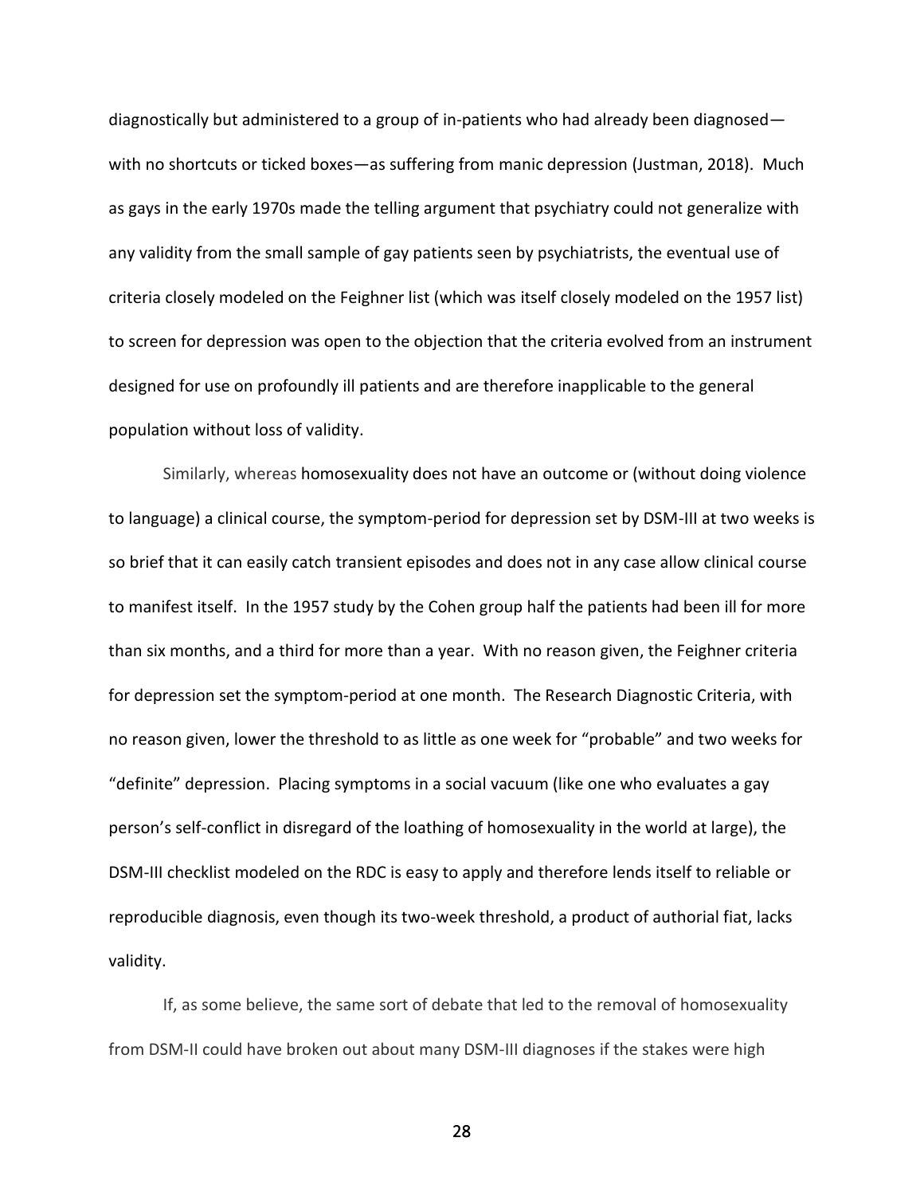diagnostically but administered to a group of in-patients who had already been diagnosed—with no shortcuts or ticked boxes—as suffering from manic depression (Justman, 2018). Much as gays in the early 1970s made the telling argument that psychiatry could not generalize with any validity from the small sample of gay patients seen by psychiatrists, the eventual use of criteria closely modeled on the Feighner list (which was itself closely modeled on the 1957 list) to screen for depression was open to the objection that the criteria evolved from an instrument designed for use on profoundly ill patients and are therefore inapplicable to the general population without loss of validity.

Similarly, whereas homosexuality does not have an outcome or (without doing violence to language) a clinical course, the symptom-period for depression set by DSM-III at two weeks is so brief that it can easily catch transient episodes and does not in any case allow clinical course to manifest itself. In the 1957 study by the Cohen group half the patients had been ill for more than six months, and a third for more than a year. With no reason given, the Feighner criteria for depression set the symptom-period at one month. The Research Diagnostic Criteria, with no reason given, lower the threshold to as little as one week for "probable" and two weeks for "definite" depression. Placing symptoms in a social vacuum (like one who evaluates a gay person's self-conflict in disregard of the loathing of homosexuality in the world at large), the DSM-III checklist modeled on the RDC is easy to apply and therefore lends itself to reliable or reproducible diagnosis, even though its two-week threshold, a product of authorial fiat, lacks validity.

If, as some believe, the same sort of debate that led to the removal of homosexuality from DSM-II could have broken out about many DSM-III diagnoses if the stakes were high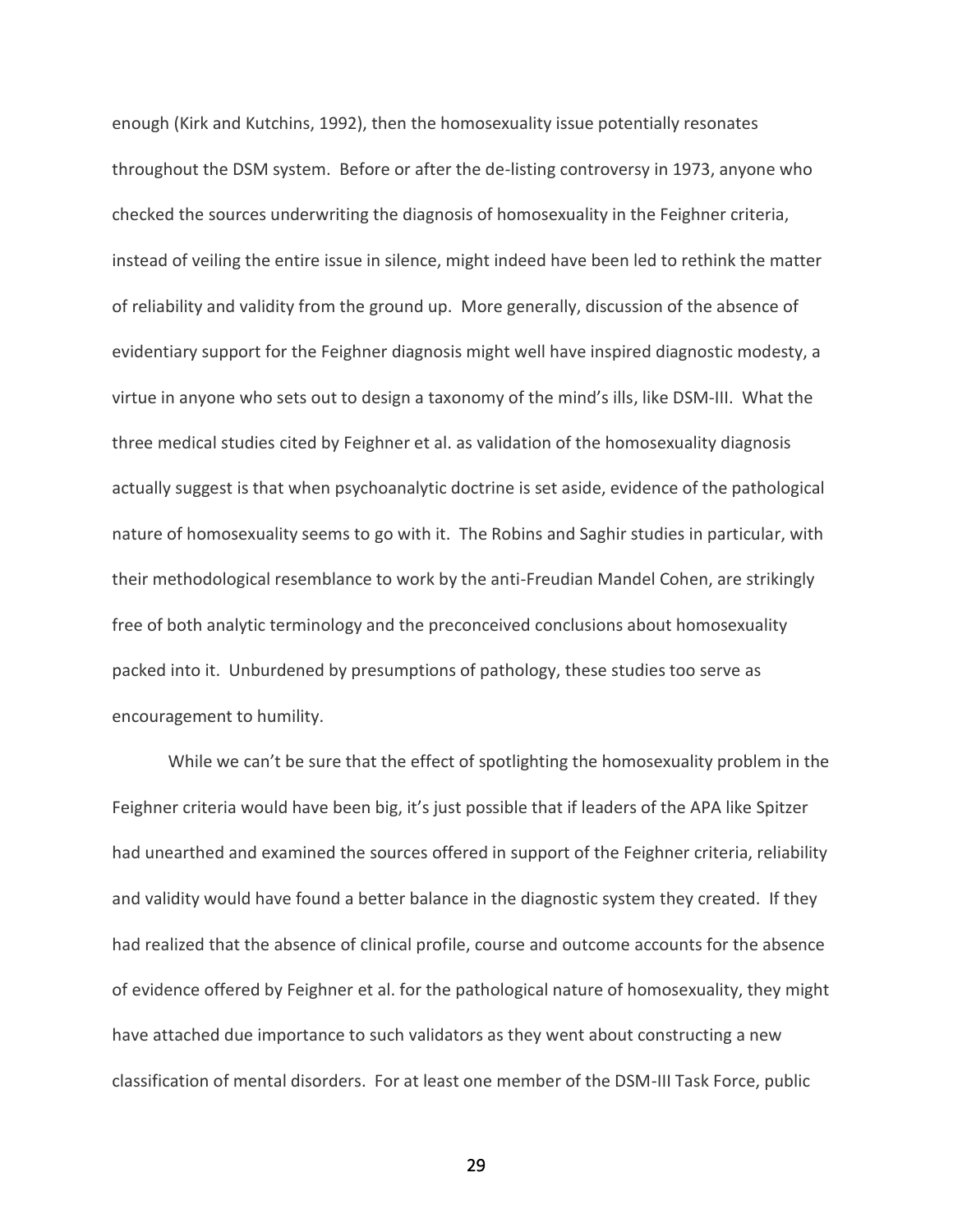enough (Kirk and Kutchins, 1992), then the homosexuality issue potentially resonates throughout the DSM system. Before or after the de-listing controversy in 1973, anyone who checked the sources underwriting the diagnosis of homosexuality in the Feighner criteria, instead of veiling the entire issue in silence, might indeed have been led to rethink the matter of reliability and validity from the ground up. More generally, discussion of the absence of evidentiary support for the Feighner diagnosis might well have inspired diagnostic modesty, a virtue in anyone who sets out to design a taxonomy of the mind's ills, like DSM-III. What the three medical studies cited by Feighner et al. as validation of the homosexuality diagnosis actually suggest is that when psychoanalytic doctrine is set aside, evidence of the pathological nature of homosexuality seems to go with it. The Robins and Saghir studies in particular, with their methodological resemblance to work by the anti-Freudian Mandel Cohen, are strikingly free of both analytic terminology and the preconceived conclusions about homosexuality packed into it. Unburdened by presumptions of pathology, these studies too serve as encouragement to humility.

While we can't be sure that the effect of spotlighting the homosexuality problem in the Feighner criteria would have been big, it's just possible that if leaders of the APA like Spitzer had unearthed and examined the sources offered in support of the Feighner criteria, reliability and validity would have found a better balance in the diagnostic system they created. If they had realized that the absence of clinical profile, course and outcome accounts for the absence of evidence offered by Feighner et al. for the pathological nature of homosexuality, they might have attached due importance to such validators as they went about constructing a new classification of mental disorders. For at least one member of the DSM-III Task Force, public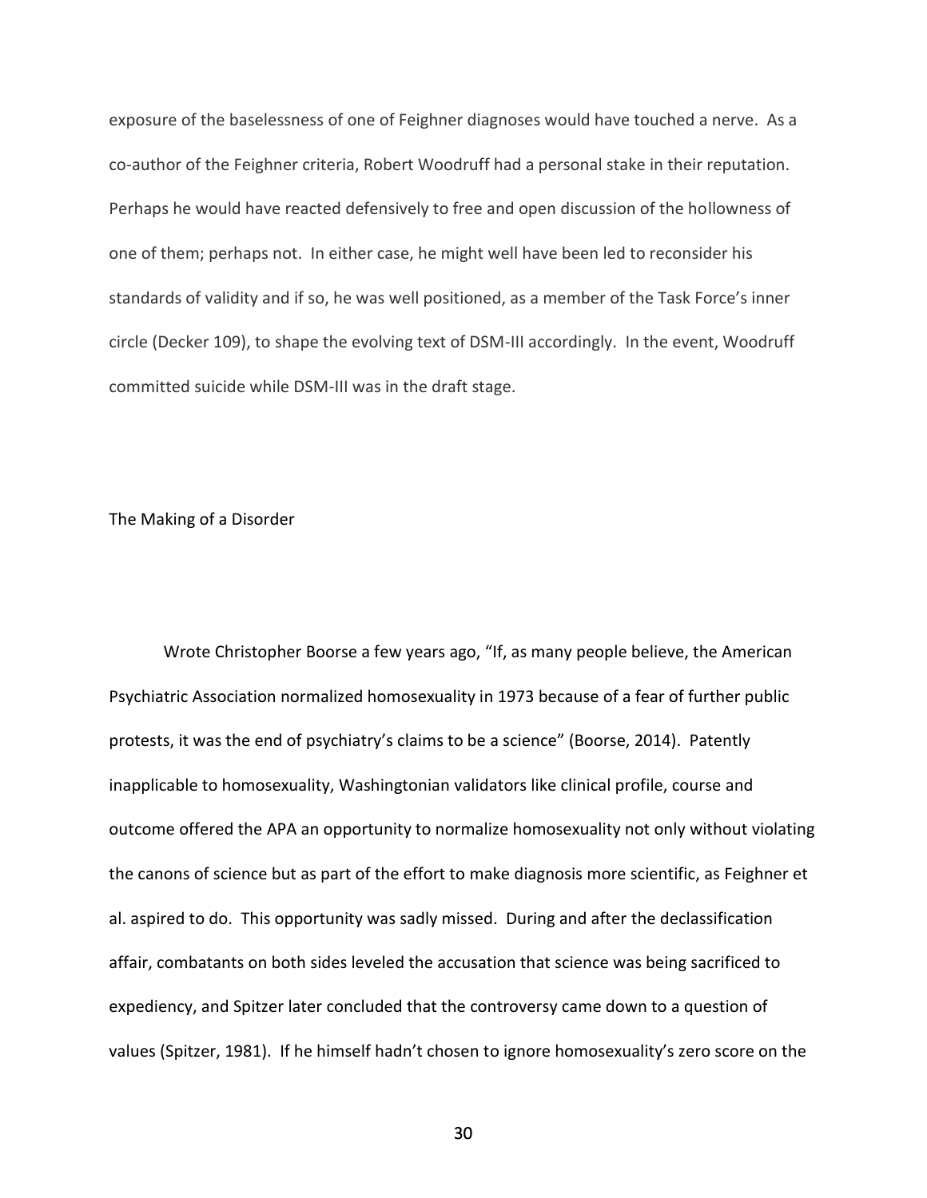exposure of the baselessness of one of Feighner diagnoses would have touched a nerve. As a co-author of the Feighner criteria, Robert Woodruff had a personal stake in their reputation. Perhaps he would have reacted defensively to free and open discussion of the hollowness of one of them; perhaps not. In either case, he might well have been led to reconsider his standards of validity and if so, he was well positioned, as a member of the Task Force's inner circle (Decker 109), to shape the evolving text of DSM-III accordingly. In the event, Woodruff committed suicide while DSM-III was in the draft stage.

## The Making of a Disorder

Wrote Christopher Boorse a few years ago, "If, as many people believe, the American Psychiatric Association normalized homosexuality in 1973 because of a fear of further public protests, it was the end of psychiatry's claims to be a science" (Boorse, 2014). Patently inapplicable to homosexuality, Washingtonian validators like clinical profile, course and outcome offered the APA an opportunity to normalize homosexuality not only without violating the canons of science but as part of the effort to make diagnosis more scientific, as Feighner et al. aspired to do. This opportunity was sadly missed. During and after the declassification affair, combatants on both sides leveled the accusation that science was being sacrificed to expediency, and Spitzer later concluded that the controversy came down to a question of values (Spitzer, 1981). If he himself hadn't chosen to ignore homosexuality's zero score on the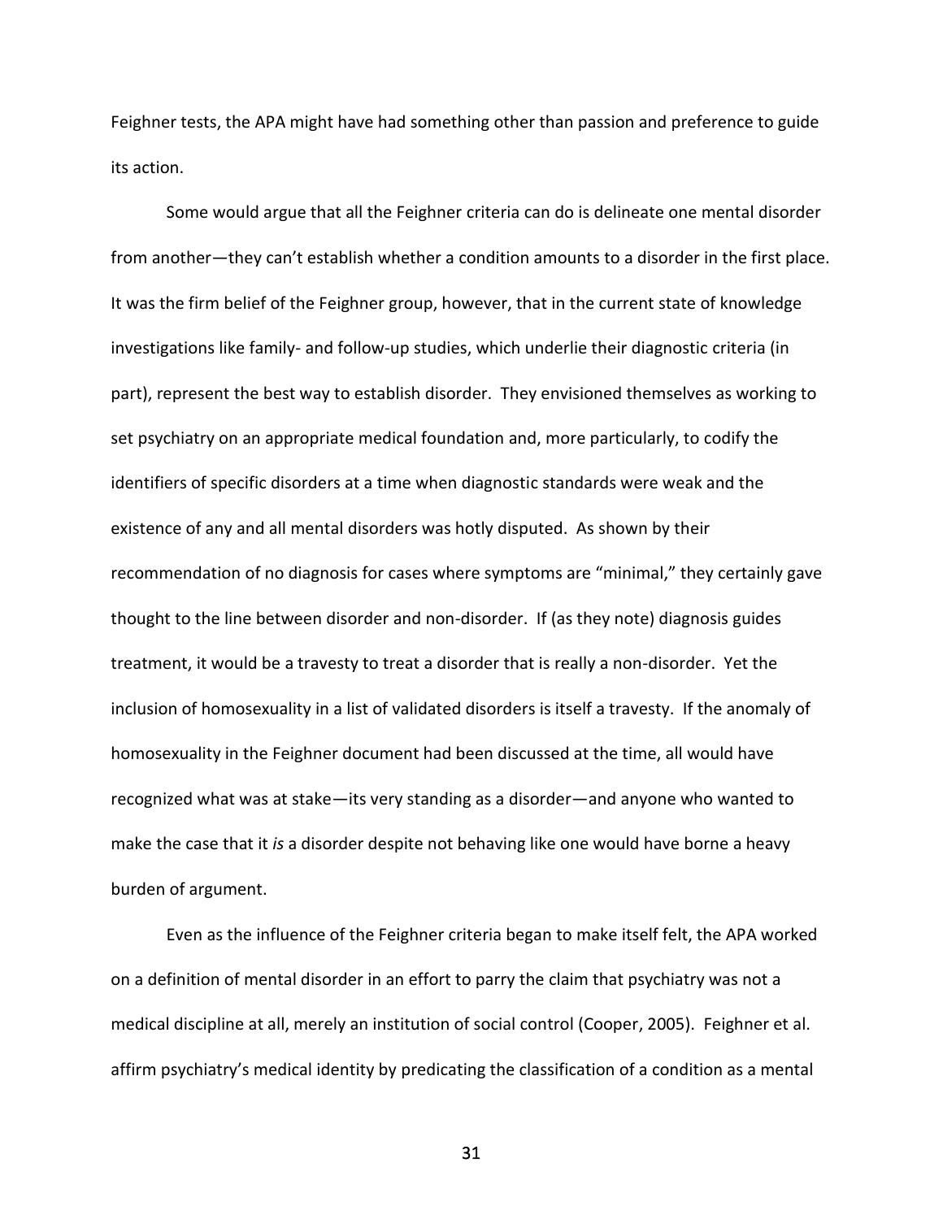Feighner tests, the APA might have had something other than passion and preference to guide its action.

Some would argue that all the Feighner criteria can do is delineate one mental disorder from another—they can't establish whether a condition amounts to a disorder in the first place. It was the firm belief of the Feighner group, however, that in the current state of knowledge investigations like family- and follow-up studies, which underlie their diagnostic criteria (in part), represent the best way to establish disorder. They envisioned themselves as working to set psychiatry on an appropriate medical foundation and, more particularly, to codify the identifiers of specific disorders at a time when diagnostic standards were weak and the existence of any and all mental disorders was hotly disputed. As shown by their recommendation of no diagnosis for cases where symptoms are "minimal," they certainly gave thought to the line between disorder and non-disorder. If (as they note) diagnosis guides treatment, it would be a travesty to treat a disorder that is really a non-disorder. Yet the inclusion of homosexuality in a list of validated disorders is itself a travesty. If the anomaly of homosexuality in the Feighner document had been discussed at the time, all would have recognized what was at stake—its very standing as a disorder—and anyone who wanted to make the case that it *is* a disorder despite not behaving like one would have borne a heavy burden of argument.

Even as the influence of the Feighner criteria began to make itself felt, the APA worked on a definition of mental disorder in an effort to parry the claim that psychiatry was not a medical discipline at all, merely an institution of social control (Cooper, 2005). Feighner et al. affirm psychiatry's medical identity by predicating the classification of a condition as a mental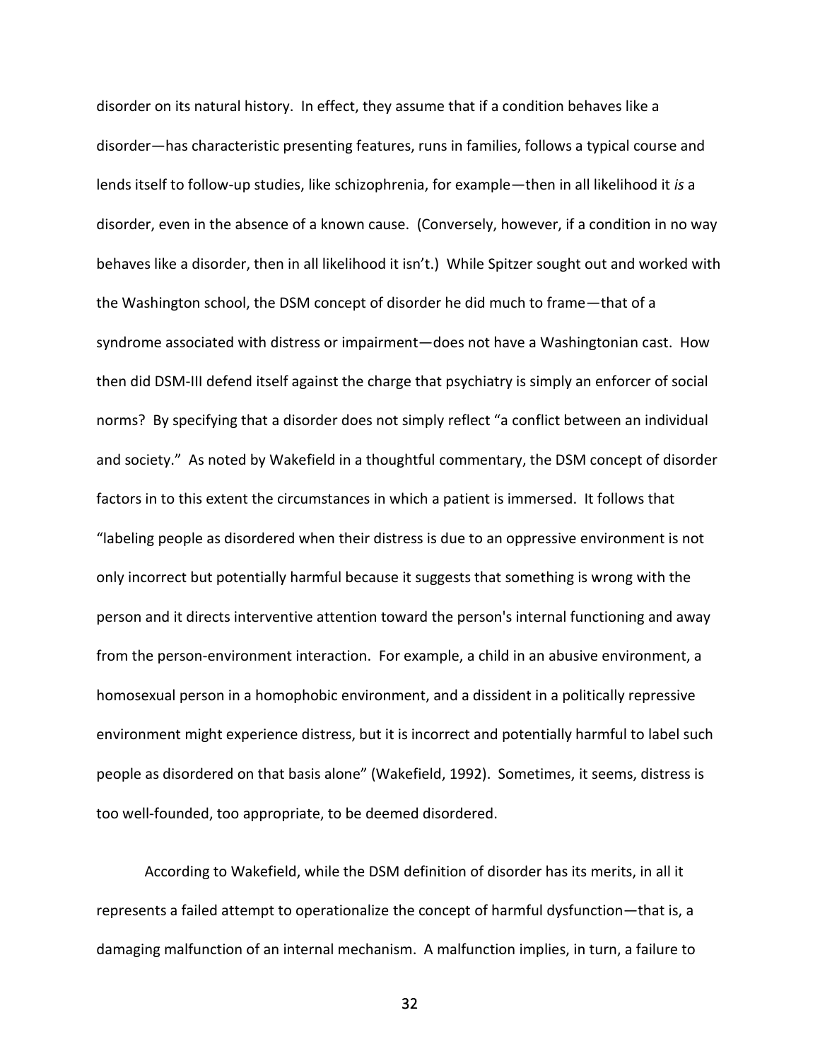disorder on its natural history. In effect, they assume that if a condition behaves like a disorder—has characteristic presenting features, runs in families, follows a typical course and lends itself to follow-up studies, like schizophrenia, for example—then in all likelihood it *is* a disorder, even in the absence of a known cause. (Conversely, however, if a condition in no way behaves like a disorder, then in all likelihood it isn't.) While Spitzer sought out and worked with the Washington school, the DSM concept of disorder he did much to frame—that of a syndrome associated with distress or impairment—does not have a Washingtonian cast. How then did DSM-III defend itself against the charge that psychiatry is simply an enforcer of social norms? By specifying that a disorder does not simply reflect "a conflict between an individual and society." As noted by Wakefield in a thoughtful commentary, the DSM concept of disorder factors in to this extent the circumstances in which a patient is immersed. It follows that "labeling people as disordered when their distress is due to an oppressive environment is not only incorrect but potentially harmful because it suggests that something is wrong with the person and it directs interventive attention toward the person's internal functioning and away from the person-environment interaction. For example, a child in an abusive environment, a homosexual person in a homophobic environment, and a dissident in a politically repressive environment might experience distress, but it is incorrect and potentially harmful to label such people as disordered on that basis alone" (Wakefield, 1992). Sometimes, it seems, distress is too well-founded, too appropriate, to be deemed disordered.

According to Wakefield, while the DSM definition of disorder has its merits, in all it represents a failed attempt to operationalize the concept of harmful dysfunction—that is, a damaging malfunction of an internal mechanism. A malfunction implies, in turn, a failure to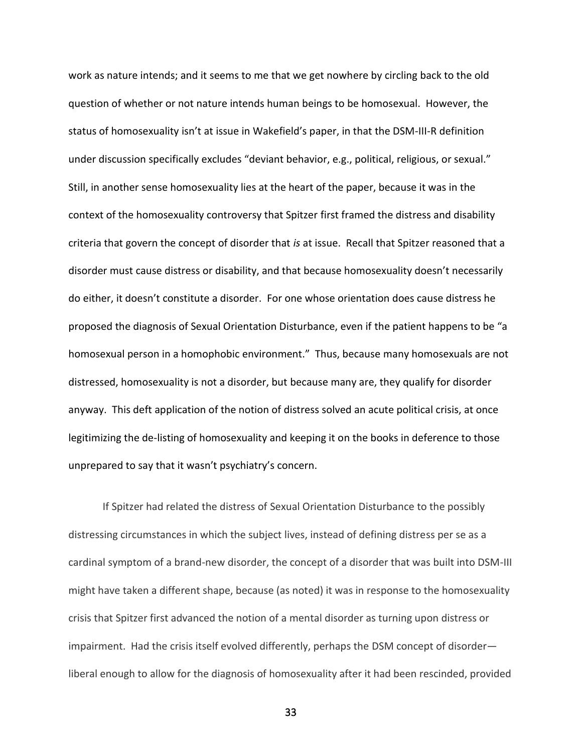work as nature intends; and it seems to me that we get nowhere by circling back to the old question of whether or not nature intends human beings to be homosexual. However, the status of homosexuality isn't at issue in Wakefield's paper, in that the DSM-III-R definition under discussion specifically excludes "deviant behavior, e.g., political, religious, or sexual." Still, in another sense homosexuality lies at the heart of the paper, because it was in the context of the homosexuality controversy that Spitzer first framed the distress and disability criteria that govern the concept of disorder that *is* at issue. Recall that Spitzer reasoned that a disorder must cause distress or disability, and that because homosexuality doesn't necessarily do either, it doesn't constitute a disorder. For one whose orientation does cause distress he proposed the diagnosis of Sexual Orientation Disturbance, even if the patient happens to be "a homosexual person in a homophobic environment." Thus, because many homosexuals are not distressed, homosexuality is not a disorder, but because many are, they qualify for disorder anyway. This deft application of the notion of distress solved an acute political crisis, at once legitimizing the de-listing of homosexuality and keeping it on the books in deference to those unprepared to say that it wasn't psychiatry's concern.

If Spitzer had related the distress of Sexual Orientation Disturbance to the possibly distressing circumstances in which the subject lives, instead of defining distress per se as a cardinal symptom of a brand-new disorder, the concept of a disorder that was built into DSM-III might have taken a different shape, because (as noted) it was in response to the homosexuality crisis that Spitzer first advanced the notion of a mental disorder as turning upon distress or impairment. Had the crisis itself evolved differently, perhaps the DSM concept of disorder—liberal enough to allow for the diagnosis of homosexuality after it had been rescinded, provided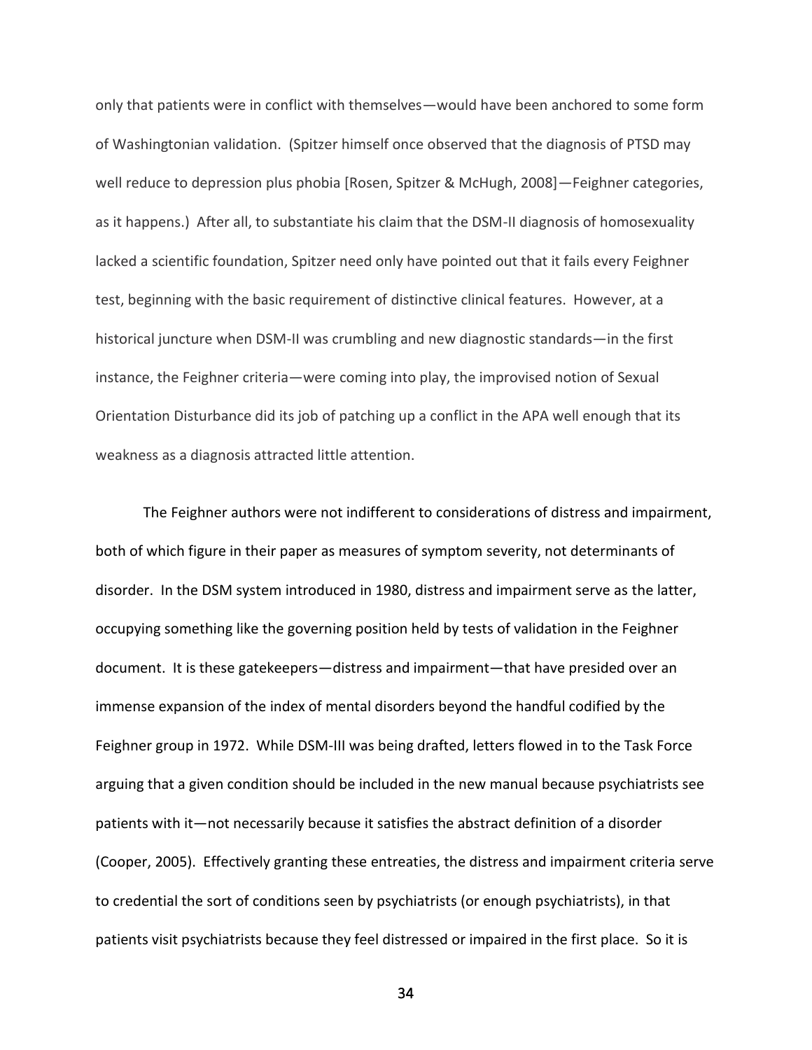only that patients were in conflict with themselves—would have been anchored to some form of Washingtonian validation. (Spitzer himself once observed that the diagnosis of PTSD may well reduce to depression plus phobia [Rosen, Spitzer & McHugh, 2008]—Feighner categories, as it happens.) After all, to substantiate his claim that the DSM-II diagnosis of homosexuality lacked a scientific foundation, Spitzer need only have pointed out that it fails every Feighner test, beginning with the basic requirement of distinctive clinical features. However, at a historical juncture when DSM-II was crumbling and new diagnostic standards—in the first instance, the Feighner criteria—were coming into play, the improvised notion of Sexual Orientation Disturbance did its job of patching up a conflict in the APA well enough that its weakness as a diagnosis attracted little attention.

The Feighner authors were not indifferent to considerations of distress and impairment, both of which figure in their paper as measures of symptom severity, not determinants of disorder. In the DSM system introduced in 1980, distress and impairment serve as the latter, occupying something like the governing position held by tests of validation in the Feighner document. It is these gatekeepers—distress and impairment—that have presided over an immense expansion of the index of mental disorders beyond the handful codified by the Feighner group in 1972. While DSM-III was being drafted, letters flowed in to the Task Force arguing that a given condition should be included in the new manual because psychiatrists see patients with it—not necessarily because it satisfies the abstract definition of a disorder (Cooper, 2005). Effectively granting these entreaties, the distress and impairment criteria serve to credential the sort of conditions seen by psychiatrists (or enough psychiatrists), in that patients visit psychiatrists because they feel distressed or impaired in the first place. So it is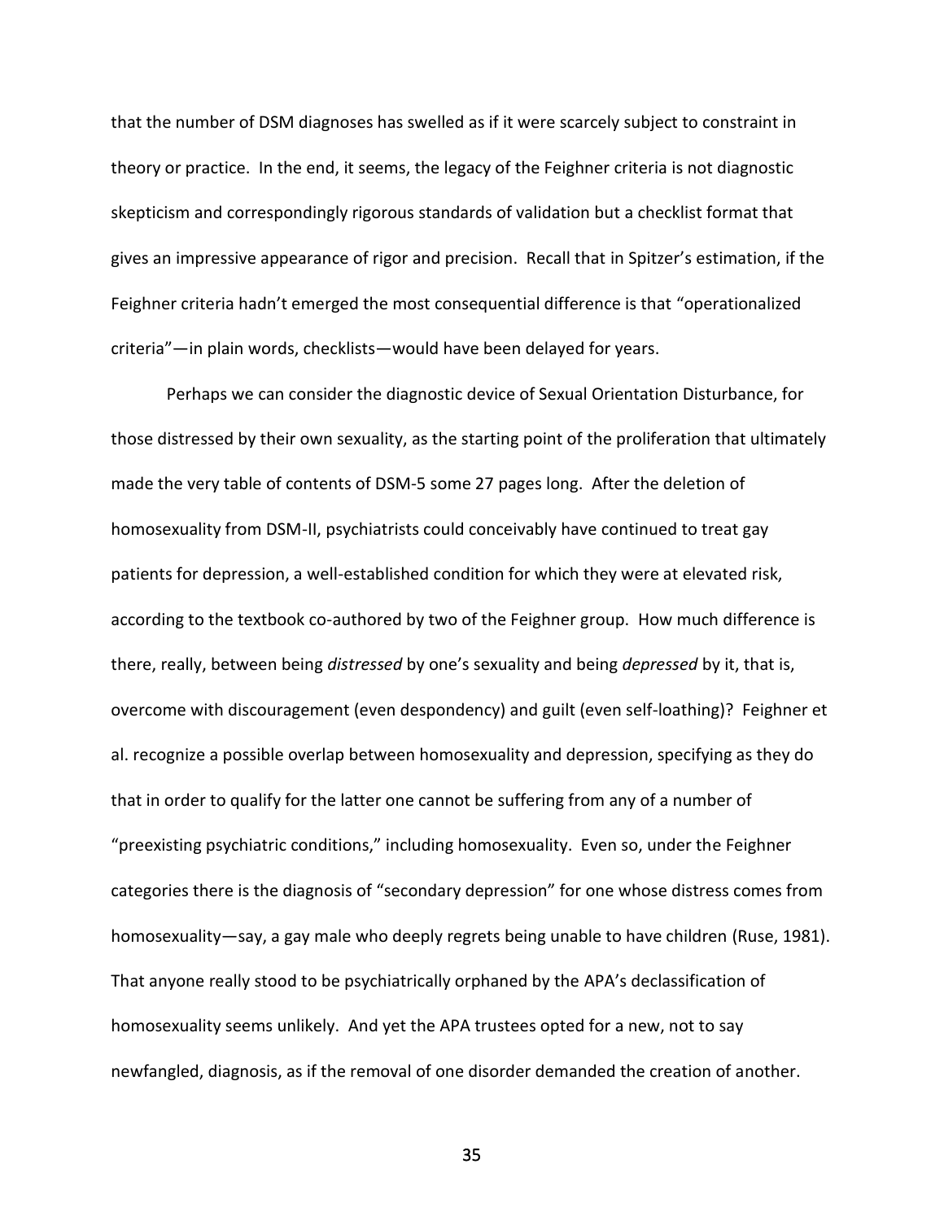that the number of DSM diagnoses has swelled as if it were scarcely subject to constraint in theory or practice. In the end, it seems, the legacy of the Feighner criteria is not diagnostic skepticism and correspondingly rigorous standards of validation but a checklist format that gives an impressive appearance of rigor and precision. Recall that in Spitzer's estimation, if the Feighner criteria hadn't emerged the most consequential difference is that "operationalized criteria"—in plain words, checklists—would have been delayed for years.

Perhaps we can consider the diagnostic device of Sexual Orientation Disturbance, for those distressed by their own sexuality, as the starting point of the proliferation that ultimately made the very table of contents of DSM-5 some 27 pages long. After the deletion of homosexuality from DSM-II, psychiatrists could conceivably have continued to treat gay patients for depression, a well-established condition for which they were at elevated risk, according to the textbook co-authored by two of the Feighner group. How much difference is there, really, between being *distressed* by one's sexuality and being *depressed* by it, that is, overcome with discouragement (even despondency) and guilt (even self-loathing)? Feighner et al. recognize a possible overlap between homosexuality and depression, specifying as they do that in order to qualify for the latter one cannot be suffering from any of a number of "preexisting psychiatric conditions," including homosexuality. Even so, under the Feighner categories there is the diagnosis of "secondary depression" for one whose distress comes from homosexuality—say, a gay male who deeply regrets being unable to have children (Ruse, 1981). That anyone really stood to be psychiatrically orphaned by the APA's declassification of homosexuality seems unlikely. And yet the APA trustees opted for a new, not to say newfangled, diagnosis, as if the removal of one disorder demanded the creation of another.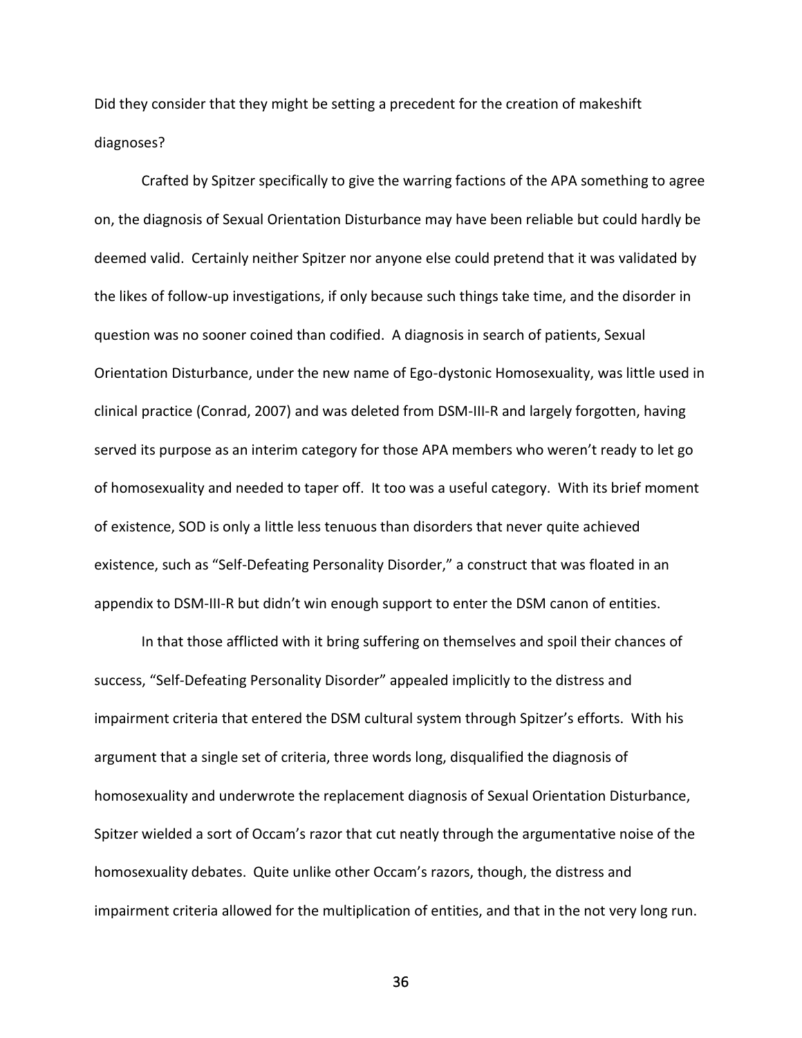Did they consider that they might be setting a precedent for the creation of makeshift diagnoses?

Crafted by Spitzer specifically to give the warring factions of the APA something to agree on, the diagnosis of Sexual Orientation Disturbance may have been reliable but could hardly be deemed valid. Certainly neither Spitzer nor anyone else could pretend that it was validated by the likes of follow-up investigations, if only because such things take time, and the disorder in question was no sooner coined than codified. A diagnosis in search of patients, Sexual Orientation Disturbance, under the new name of Ego-dystonic Homosexuality, was little used in clinical practice (Conrad, 2007) and was deleted from DSM-III-R and largely forgotten, having served its purpose as an interim category for those APA members who weren't ready to let go of homosexuality and needed to taper off. It too was a useful category. With its brief moment of existence, SOD is only a little less tenuous than disorders that never quite achieved existence, such as "Self-Defeating Personality Disorder," a construct that was floated in an appendix to DSM-III-R but didn't win enough support to enter the DSM canon of entities.

In that those afflicted with it bring suffering on themselves and spoil their chances of success, "Self-Defeating Personality Disorder" appealed implicitly to the distress and impairment criteria that entered the DSM cultural system through Spitzer's efforts. With his argument that a single set of criteria, three words long, disqualified the diagnosis of homosexuality and underwrote the replacement diagnosis of Sexual Orientation Disturbance, Spitzer wielded a sort of Occam's razor that cut neatly through the argumentative noise of the homosexuality debates. Quite unlike other Occam's razors, though, the distress and impairment criteria allowed for the multiplication of entities, and that in the not very long run.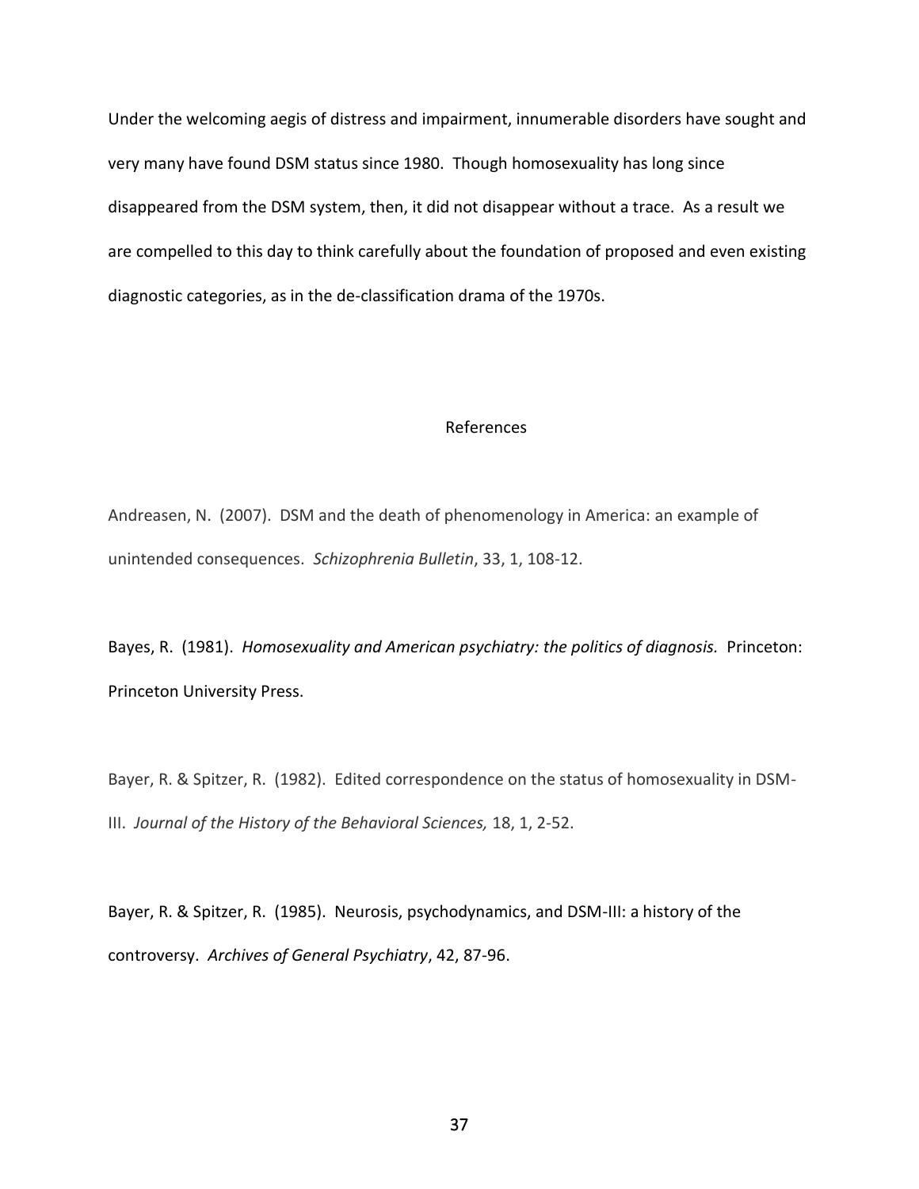Under the welcoming aegis of distress and impairment, innumerable disorders have sought and very many have found DSM status since 1980. Though homosexuality has long since disappeared from the DSM system, then, it did not disappear without a trace. As a result we are compelled to this day to think carefully about the foundation of proposed and even existing diagnostic categories, as in the de-classification drama of the 1970s.

## References

Andreasen, N. (2007). DSM and the death of phenomenology in America: an example of unintended consequences. *Schizophrenia Bulletin*, 33, 1, 108-12.

Bayes, R. (1981). *Homosexuality and American psychiatry: the politics of diagnosis.* Princeton: Princeton University Press.

Bayer, R. & Spitzer, R. (1982). Edited correspondence on the status of homosexuality in DSM-III. *Journal of the History of the Behavioral Sciences,* 18, 1, 2-52.

Bayer, R. & Spitzer, R. (1985). Neurosis, psychodynamics, and DSM-III: a history of the controversy. *Archives of General Psychiatry*, 42, 87-96.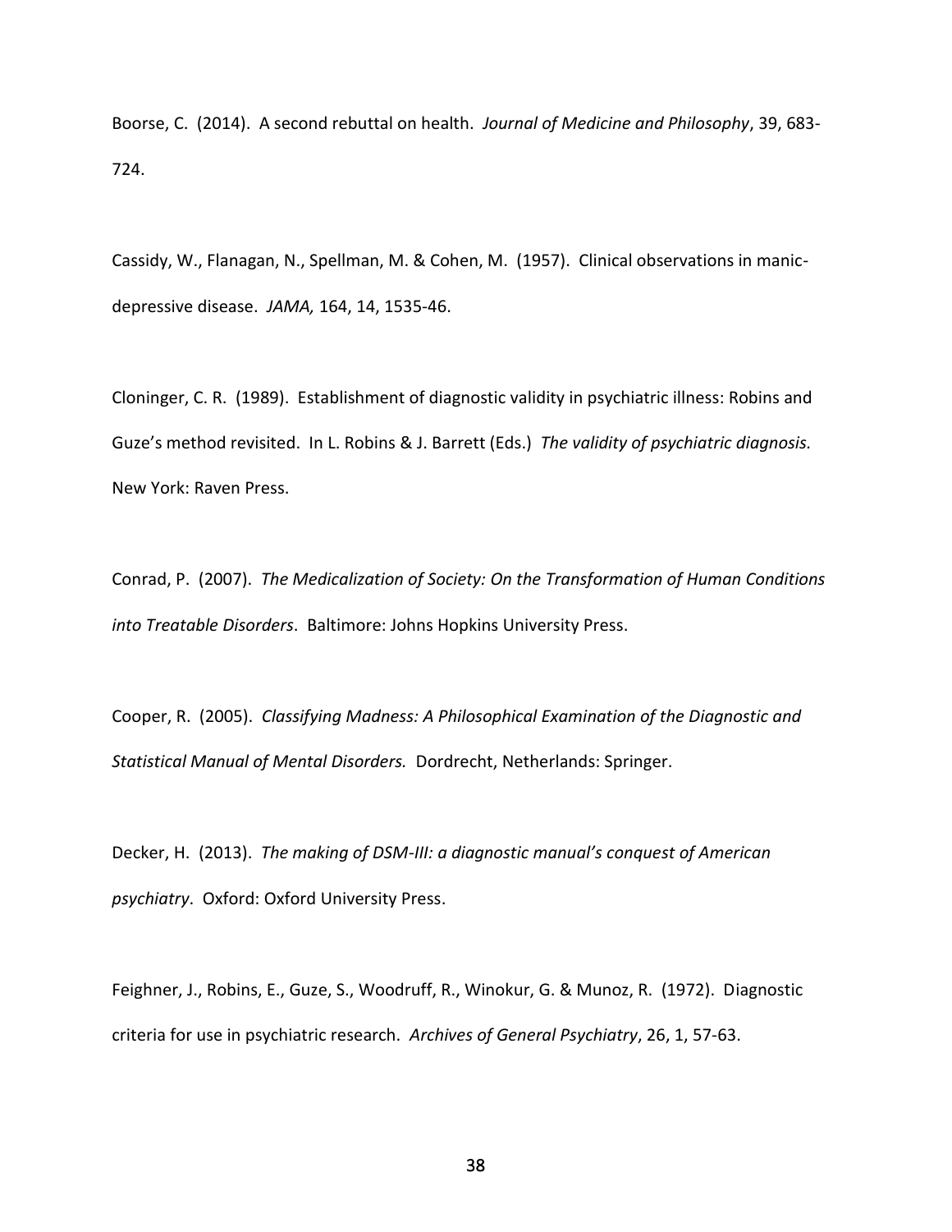Boorse, C. (2014). A second rebuttal on health. *Journal of Medicine and Philosophy*, 39, 683-724.

Cassidy, W., Flanagan, N., Spellman, M. & Cohen, M. (1957). Clinical observations in manic-depressive disease. *JAMA,* 164, 14, 1535-46.

Cloninger, C. R. (1989). Establishment of diagnostic validity in psychiatric illness: Robins and Guze's method revisited. In L. Robins & J. Barrett (Eds.) *The validity of psychiatric diagnosis.* New York: Raven Press.

Conrad, P. (2007). *The Medicalization of Society: On the Transformation of Human Conditions into Treatable Disorders*. Baltimore: Johns Hopkins University Press.

Cooper, R. (2005). *Classifying Madness: A Philosophical Examination of the Diagnostic and Statistical Manual of Mental Disorders.* Dordrecht, Netherlands: Springer.

Decker, H. (2013). *The making of DSM-III: a diagnostic manual's conquest of American psychiatry*. Oxford: Oxford University Press.

Feighner, J., Robins, E., Guze, S., Woodruff, R., Winokur, G. & Munoz, R. (1972). Diagnostic criteria for use in psychiatric research. *Archives of General Psychiatry*, 26, 1, 57-63.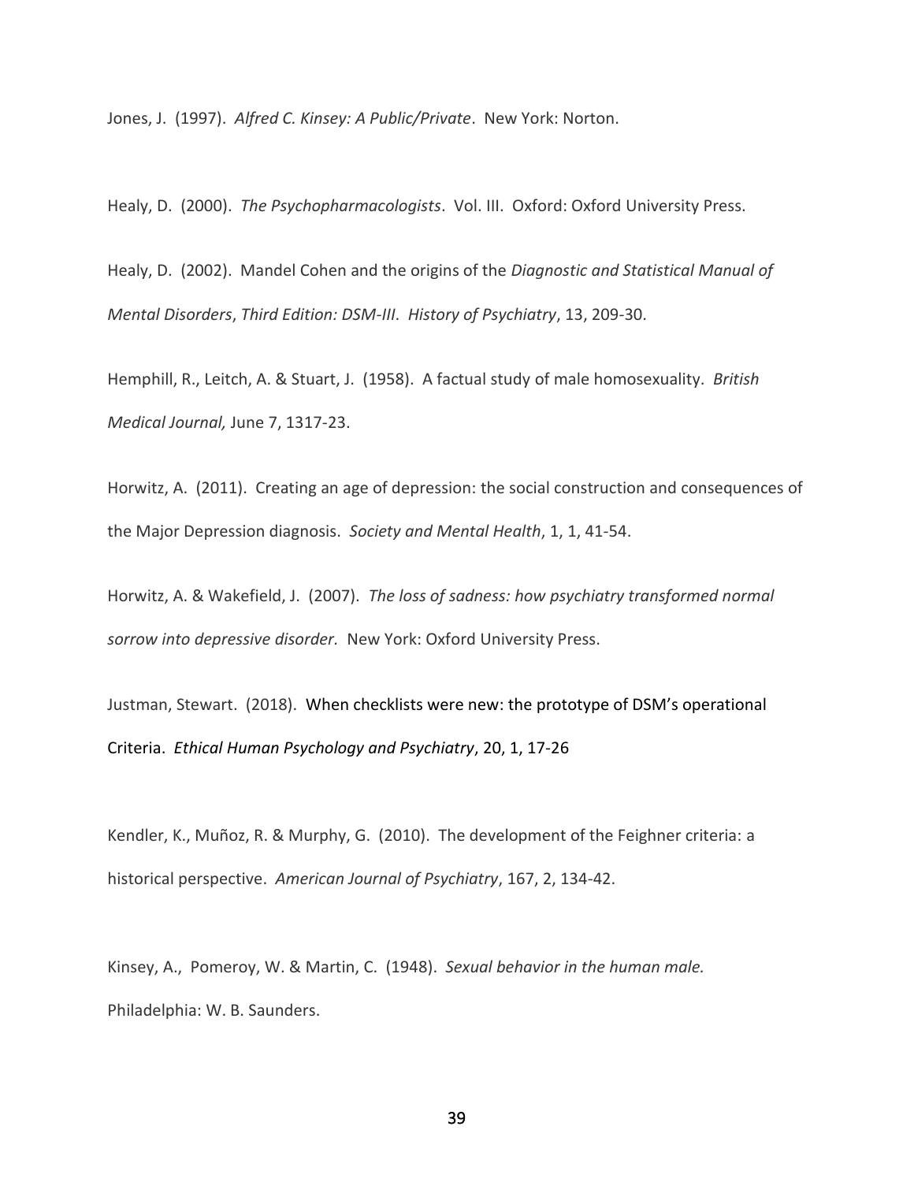Jones, J. (1997). *Alfred C. Kinsey: A Public/Private*. New York: Norton.

Healy, D. (2000). *The Psychopharmacologists*. Vol. III. Oxford: Oxford University Press.

Healy, D. (2002). Mandel Cohen and the origins of the *Diagnostic and Statistical Manual of Mental Disorders*, *Third Edition: DSM-III*. *History of Psychiatry*, 13, 209-30.

Hemphill, R., Leitch, A. & Stuart, J. (1958). A factual study of male homosexuality. *British Medical Journal,* June 7, 1317-23.

Horwitz, A. (2011). Creating an age of depression: the social construction and consequences of the Major Depression diagnosis. *Society and Mental Health*, 1, 1, 41-54.

Horwitz, A. & Wakefield, J. (2007). *The loss of sadness: how psychiatry transformed normal sorrow into depressive disorder.* New York: Oxford University Press.

Justman, Stewart. (2018). When checklists were new: the prototype of DSM's operational Criteria. *Ethical Human Psychology and Psychiatry*, 20, 1, 17-26

Kendler, K., Muñoz, R. & Murphy, G. (2010). The development of the Feighner criteria: a historical perspective. *American Journal of Psychiatry*, 167, 2, 134-42.

Kinsey, A., Pomeroy, W. & Martin, C. (1948). *Sexual behavior in the human male.* Philadelphia: W. B. Saunders.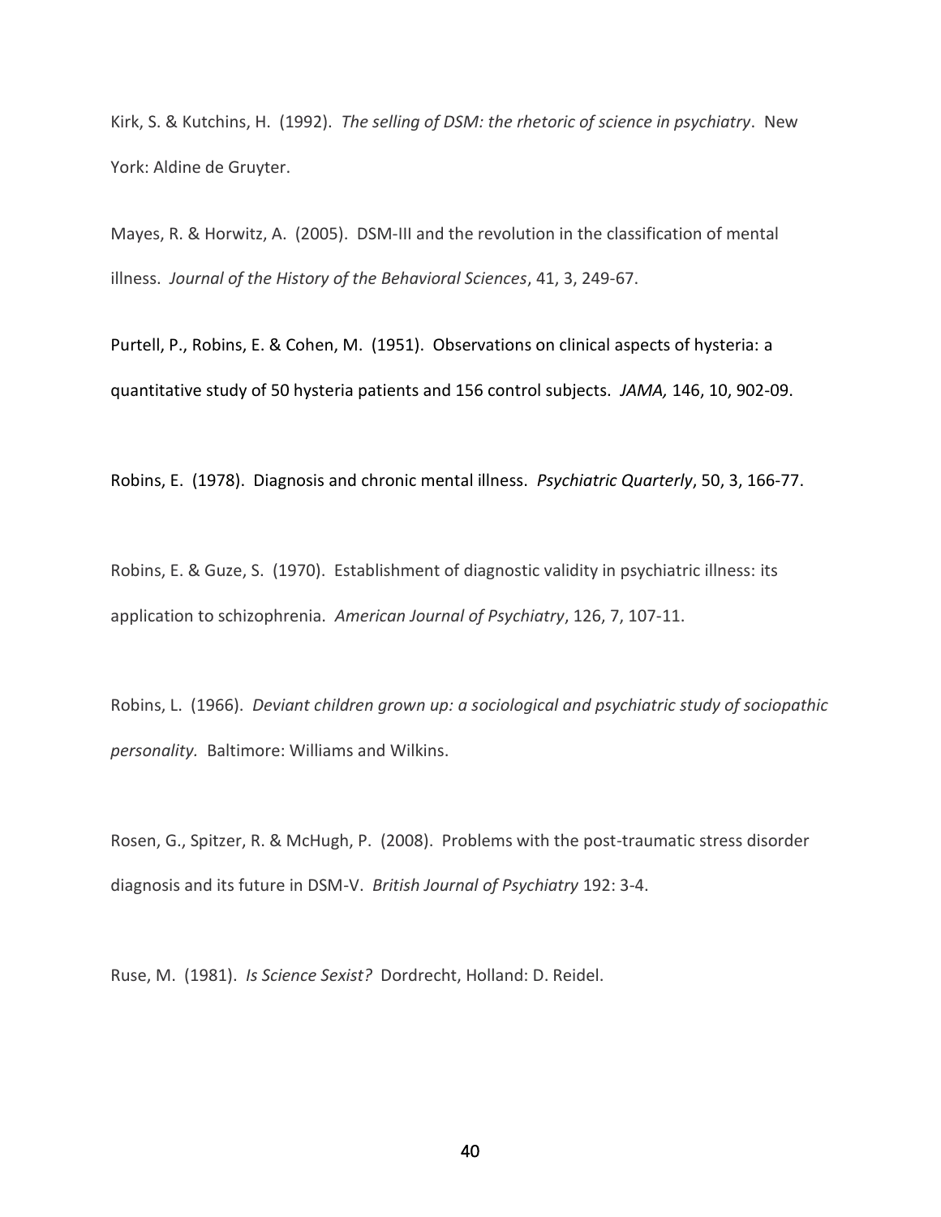Kirk, S. & Kutchins, H. (1992). *The selling of DSM: the rhetoric of science in psychiatry*. New York: Aldine de Gruyter.

Mayes, R. & Horwitz, A. (2005). DSM-III and the revolution in the classification of mental illness. *Journal of the History of the Behavioral Sciences*, 41, 3, 249-67.

Purtell, P., Robins, E. & Cohen, M. (1951). Observations on clinical aspects of hysteria: a quantitative study of 50 hysteria patients and 156 control subjects. *JAMA,* 146, 10, 902-09.

Robins, E. (1978). Diagnosis and chronic mental illness. *Psychiatric Quarterly*, 50, 3, 166-77.

Robins, E. & Guze, S. (1970). Establishment of diagnostic validity in psychiatric illness: its application to schizophrenia. *American Journal of Psychiatry*, 126, 7, 107-11.

Robins, L. (1966). *Deviant children grown up: a sociological and psychiatric study of sociopathic personality.* Baltimore: Williams and Wilkins.

Rosen, G., Spitzer, R. & McHugh, P. (2008). Problems with the post-traumatic stress disorder diagnosis and its future in DSM-V. *British Journal of Psychiatry* 192: 3-4.

Ruse, M. (1981). *Is Science Sexist?* Dordrecht, Holland: D. Reidel.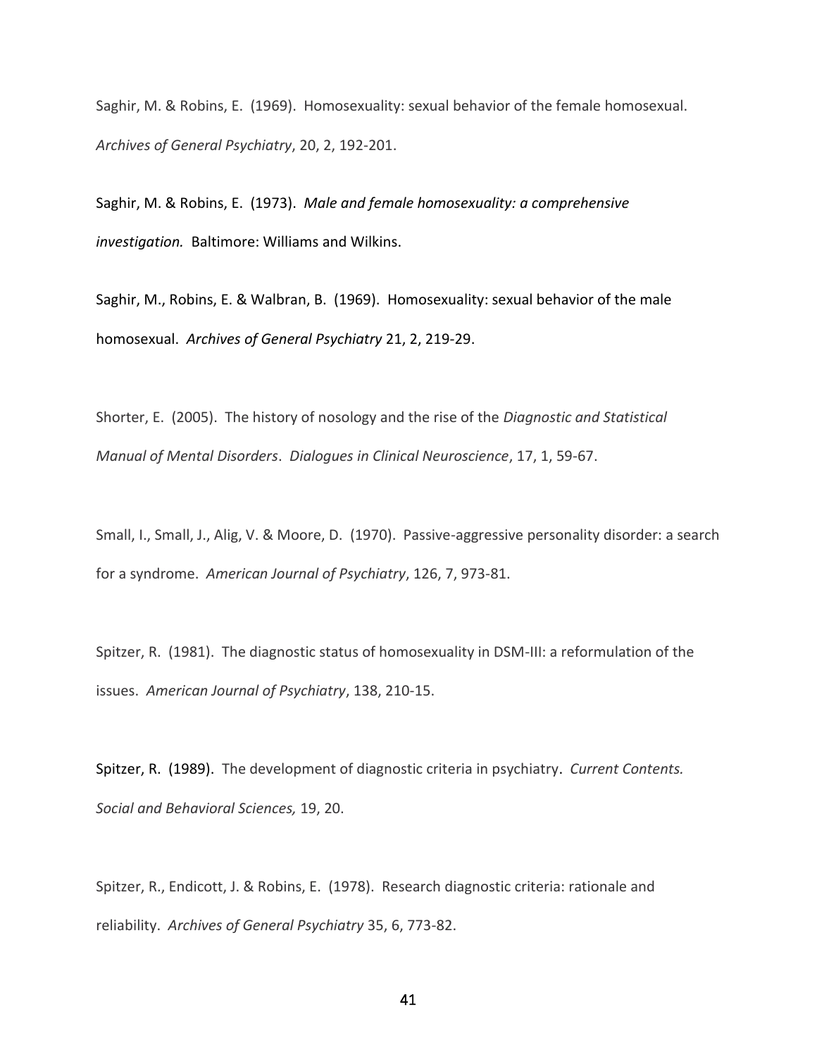Saghir, M. & Robins, E. (1969). Homosexuality: sexual behavior of the female homosexual. *Archives of General Psychiatry*, 20, 2, 192-201.

Saghir, M. & Robins, E. (1973). *Male and female homosexuality: a comprehensive investigation.* Baltimore: Williams and Wilkins.

Saghir, M., Robins, E. & Walbran, B. (1969). Homosexuality: sexual behavior of the male homosexual. *Archives of General Psychiatry* 21, 2, 219-29.

Shorter, E. (2005). The history of nosology and the rise of the *Diagnostic and Statistical Manual of Mental Disorders*. *Dialogues in Clinical Neuroscience*, 17, 1, 59-67.

Small, I., Small, J., Alig, V. & Moore, D. (1970). Passive-aggressive personality disorder: a search for a syndrome. *American Journal of Psychiatry*, 126, 7, 973-81.

Spitzer, R. (1981). The diagnostic status of homosexuality in DSM-III: a reformulation of the issues. *American Journal of Psychiatry*, 138, 210-15.

Spitzer, R. (1989). The development of diagnostic criteria in psychiatry. *Current Contents. Social and Behavioral Sciences,* 19, 20.

Spitzer, R., Endicott, J. & Robins, E. (1978). Research diagnostic criteria: rationale and reliability. *Archives of General Psychiatry* 35, 6, 773-82.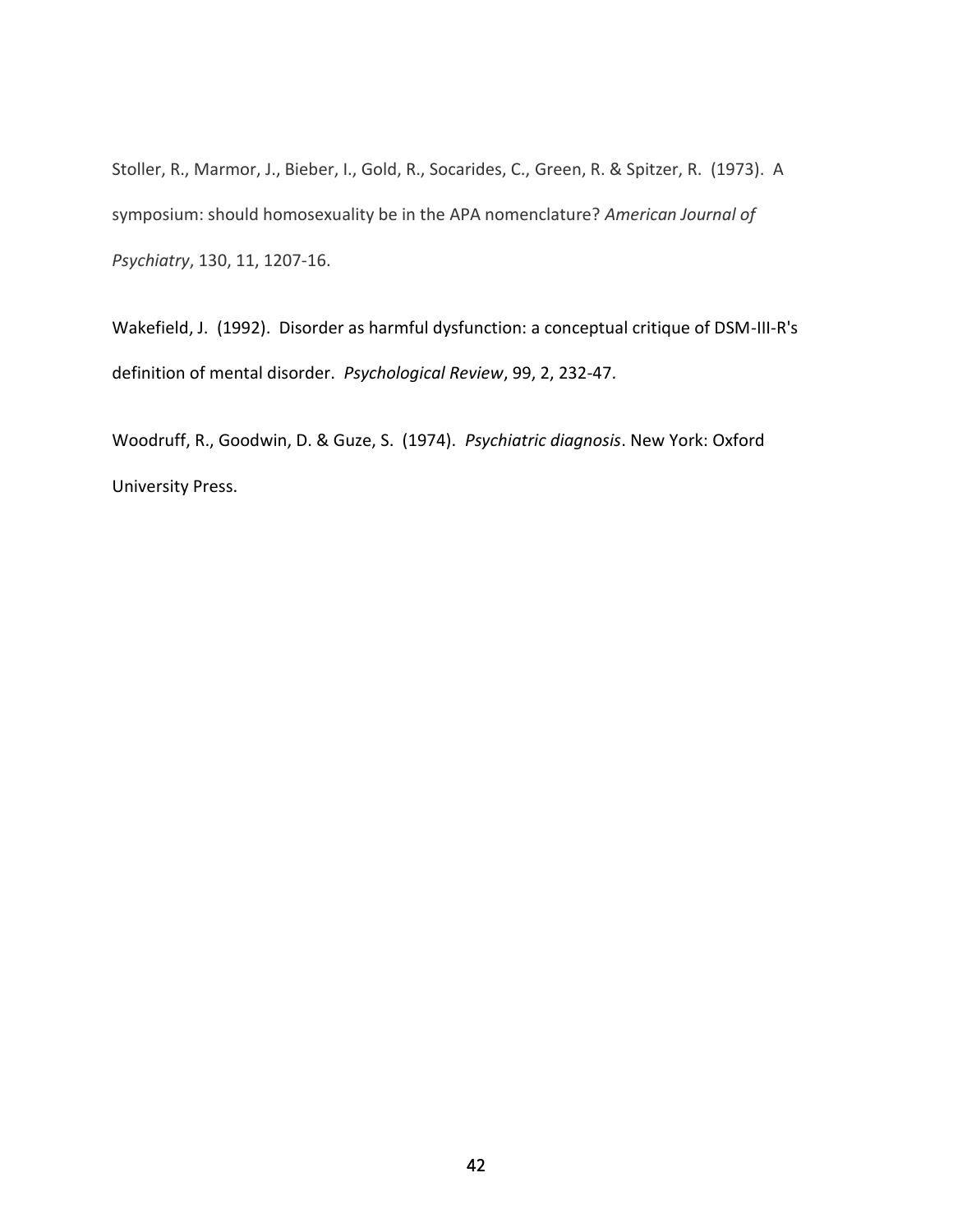Stoller, R., Marmor, J., Bieber, I., Gold, R., Socarides, C., Green, R. & Spitzer, R. (1973). A symposium: should homosexuality be in the APA nomenclature? *American Journal of Psychiatry*, 130, 11, 1207-16.

Wakefield, J. (1992). Disorder as harmful dysfunction: a conceptual critique of DSM-III-R's definition of mental disorder. *Psychological Review*, 99, 2, 232-47.

Woodruff, R., Goodwin, D. & Guze, S. (1974). *Psychiatric diagnosis*. New York: Oxford University Press.